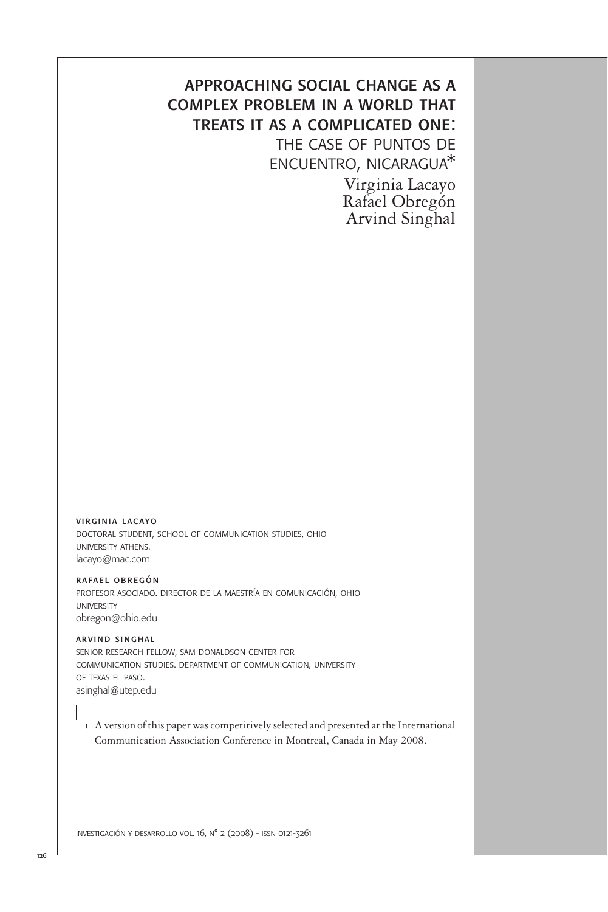# APPROACHING SOCIAL CHANGE AS A COMPLEX PROBLEM IN A WORLD THAT TREATS IT AS A COMPLICATED ONE:

## THE CASE OF PUNTOS DE ENCUENTRO, NICARAGUA*

Virginia Lacayo
Rafael Obregón
Arvind Singhal

**VIRGINIA LACAYO**
DOCTORAL STUDENT, SCHOOL OF COMMUNICATION STUDIES, OHIO UNIVERSITY ATHENS.
lacayo@mac.com

**RAFAEL OBREGÓN**
PROFESOR ASOCIADO. DIRECTOR DE LA MAESTRÍA EN COMUNICACIÓN, OHIO UNIVERSITY
obregon@ohio.edu

**ARVIND SINGHAL**
SENIOR RESEARCH FELLOW, SAM DONALDSON CENTER FOR COMMUNICATION STUDIES. DEPARTMENT OF COMMUNICATION, UNIVERSITY OF TEXAS EL PASO.
asinghal@utep.edu

1 A version of this paper was competitively selected and presented at the International Communication Association Conference in Montreal, Canada in May 2008.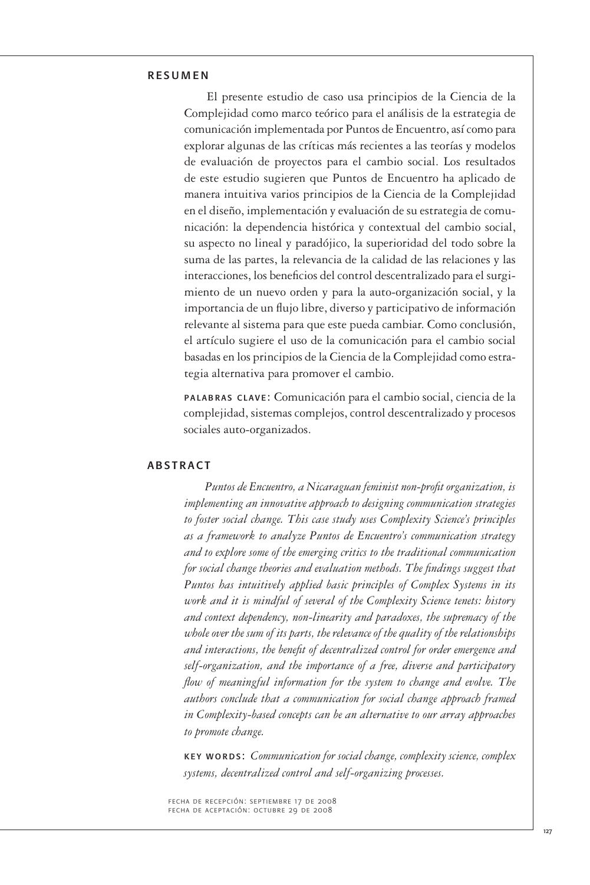## RESUMEN

El presente estudio de caso usa principios de la Ciencia de la Complejidad como marco teórico para el análisis de la estrategia de comunicación implementada por Puntos de Encuentro, así como para explorar algunas de las críticas más recientes a las teorías y modelos de evaluación de proyectos para el cambio social. Los resultados de este estudio sugieren que Puntos de Encuentro ha aplicado de manera intuitiva varios principios de la Ciencia de la Complejidad en el diseño, implementación y evaluación de su estrategia de comunicación: la dependencia histórica y contextual del cambio social, su aspecto no lineal y paradójico, la superioridad del todo sobre la suma de las partes, la relevancia de la calidad de las relaciones y las interacciones, los beneficios del control descentralizado para el surgimiento de un nuevo orden y para la auto-organización social, y la importancia de un flujo libre, diverso y participativo de información relevante al sistema para que este pueda cambiar. Como conclusión, el artículo sugiere el uso de la comunicación para el cambio social basadas en los principios de la Ciencia de la Complejidad como estrategia alternativa para promover el cambio.

PALABRAS CLAVE: Comunicación para el cambio social, ciencia de la complejidad, sistemas complejos, control descentralizado y procesos sociales auto-organizados.

## ABSTRACT

*Puntos de Encuentro, a Nicaraguan feminist non-profit organization, is implementing an innovative approach to designing communication strategies to foster social change. This case study uses Complexity Science's principles as a framework to analyze Puntos de Encuentro's communication strategy and to explore some of the emerging critics to the traditional communication for social change theories and evaluation methods. The findings suggest that Puntos has intuitively applied basic principles of Complex Systems in its work and it is mindful of several of the Complexity Science tenets: history and context dependency, non-linearity and paradoxes, the supremacy of the whole over the sum of its parts, the relevance of the quality of the relationships and interactions, the benefit of decentralized control for order emergence and self-organization, and the importance of a free, diverse and participatory flow of meaningful information for the system to change and evolve. The authors conclude that a communication for social change approach framed in Complexity-based concepts can be an alternative to our array approaches to promote change.*

KEY WORDS: *Communication for social change, complexity science, complex systems, decentralized control and self-organizing processes.*

FECHA DE RECEPCIÓN: SEPTIEMBRE 17 DE 2008
FECHA DE ACEPTACIÓN: OCTUBRE 29 DE 2008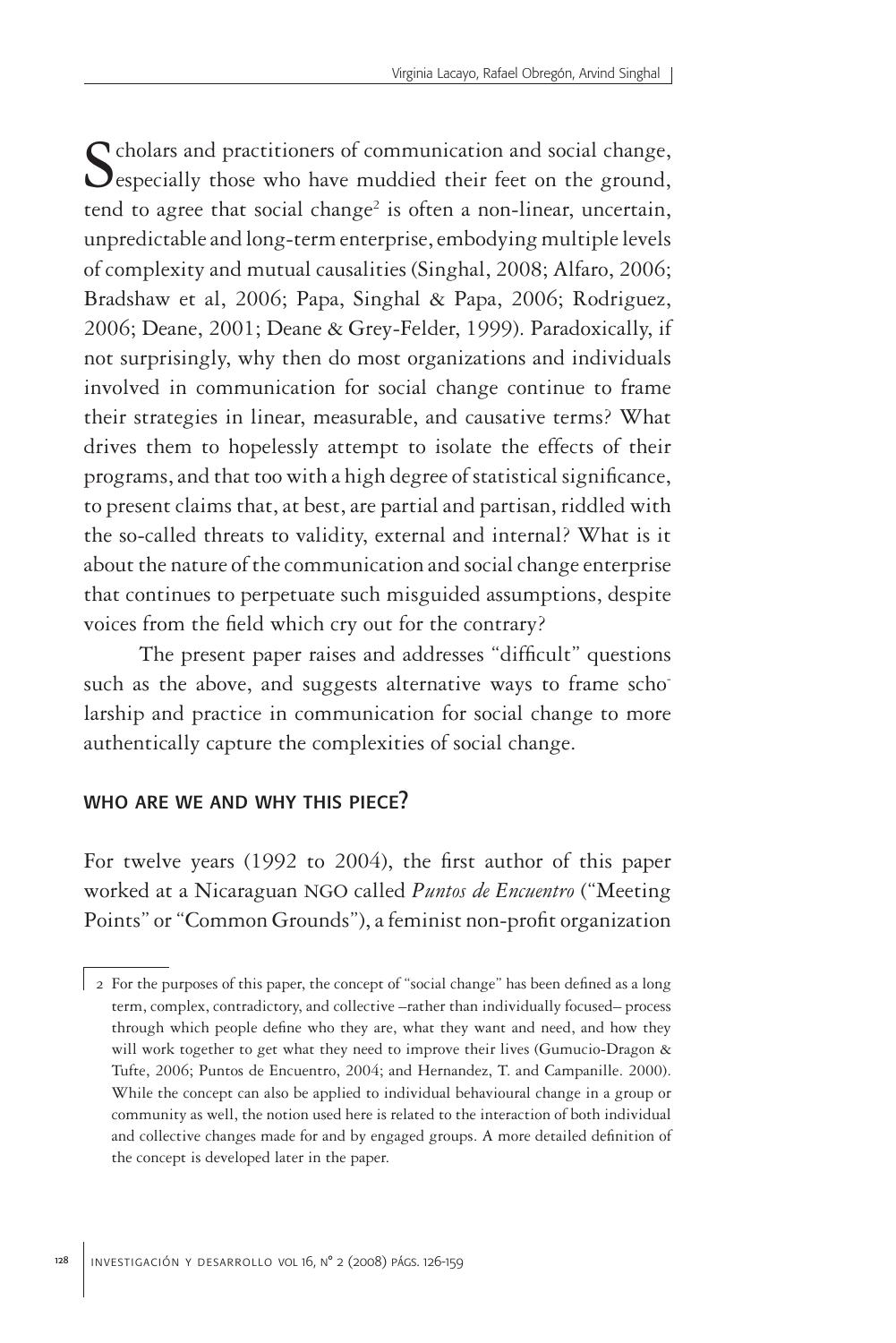Scholars and practitioners of communication and social change, especially those who have muddied their feet on the ground, tend to agree that social change[2] is often a non-linear, uncertain, unpredictable and long-term enterprise, embodying multiple levels of complexity and mutual causalities (Singhal, 2008; Alfaro, 2006; Bradshaw et al, 2006; Papa, Singhal & Papa, 2006; Rodriguez, 2006; Deane, 2001; Deane & Grey-Felder, 1999). Paradoxically, if not surprisingly, why then do most organizations and individuals involved in communication for social change continue to frame their strategies in linear, measurable, and causative terms? What drives them to hopelessly attempt to isolate the effects of their programs, and that too with a high degree of statistical significance, to present claims that, at best, are partial and partisan, riddled with the so-called threats to validity, external and internal? What is it about the nature of the communication and social change enterprise that continues to perpetuate such misguided assumptions, despite voices from the field which cry out for the contrary?

The present paper raises and addresses "difficult" questions such as the above, and suggests alternative ways to frame scholarship and practice in communication for social change to more authentically capture the complexities of social change.

## WHO ARE WE AND WHY THIS PIECE?

For twelve years (1992 to 2004), the first author of this paper worked at a Nicaraguan NGO called *Puntos de Encuentro* ("Meeting Points" or "Common Grounds"), a feminist non-profit organization

---

2 For the purposes of this paper, the concept of "social change" has been defined as a long term, complex, contradictory, and collective –rather than individually focused– process through which people define who they are, what they want and need, and how they will work together to get what they need to improve their lives (Gumucio-Dragon & Tufte, 2006; Puntos de Encuentro, 2004; and Hernandez, T. and Campanille. 2000). While the concept can also be applied to individual behavioural change in a group or community as well, the notion used here is related to the interaction of both individual and collective changes made for and by engaged groups. A more detailed definition of the concept is developed later in the paper.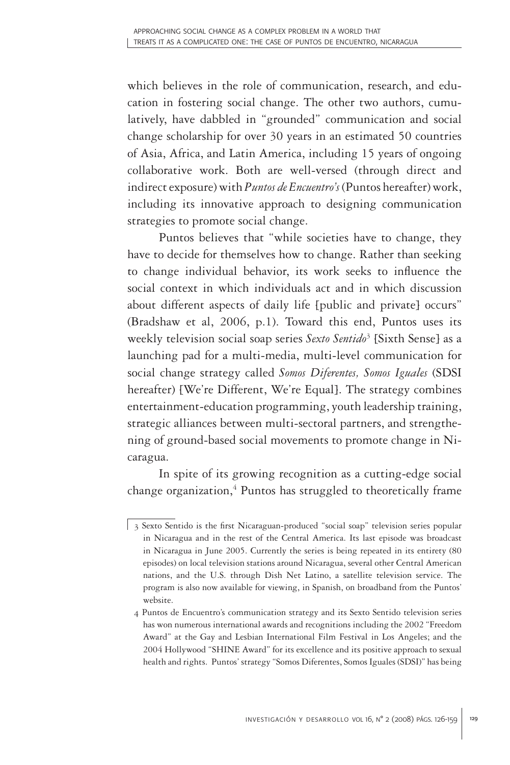which believes in the role of communication, research, and education in fostering social change. The other two authors, cumulatively, have dabbled in "grounded" communication and social change scholarship for over 30 years in an estimated 50 countries of Asia, Africa, and Latin America, including 15 years of ongoing collaborative work. Both are well-versed (through direct and indirect exposure) with *Puntos de Encuentro's* (Puntos hereafter) work, including its innovative approach to designing communication strategies to promote social change.

Puntos believes that "while societies have to change, they have to decide for themselves how to change. Rather than seeking to change individual behavior, its work seeks to influence the social context in which individuals act and in which discussion about different aspects of daily life {public and private} occurs" (Bradshaw et al, 2006, p.1). Toward this end, Puntos uses its weekly television social soap series *Sexto Sentido*[3] {Sixth Sense} as a launching pad for a multi-media, multi-level communication for social change strategy called *Somos Diferentes, Somos Iguales* (SDSI hereafter) {We're Different, We're Equal}. The strategy combines entertainment-education programming, youth leadership training, strategic alliances between multi-sectoral partners, and strengthening of ground-based social movements to promote change in Nicaragua.

In spite of its growing recognition as a cutting-edge social change organization,[4] Puntos has struggled to theoretically frame

---

3 Sexto Sentido is the first Nicaraguan-produced "social soap" television series popular in Nicaragua and in the rest of the Central America. Its last episode was broadcast in Nicaragua in June 2005. Currently the series is being repeated in its entirety (80 episodes) on local television stations around Nicaragua, several other Central American nations, and the U.S. through Dish Net Latino, a satellite television service. The program is also now available for viewing, in Spanish, on broadband from the Puntos' website.

4 Puntos de Encuentro's communication strategy and its Sexto Sentido television series has won numerous international awards and recognitions including the 2002 "Freedom Award" at the Gay and Lesbian International Film Festival in Los Angeles; and the 2004 Hollywood "SHINE Award" for its excellence and its positive approach to sexual health and rights. Puntos' strategy "Somos Diferentes, Somos Iguales (SDSI)" has being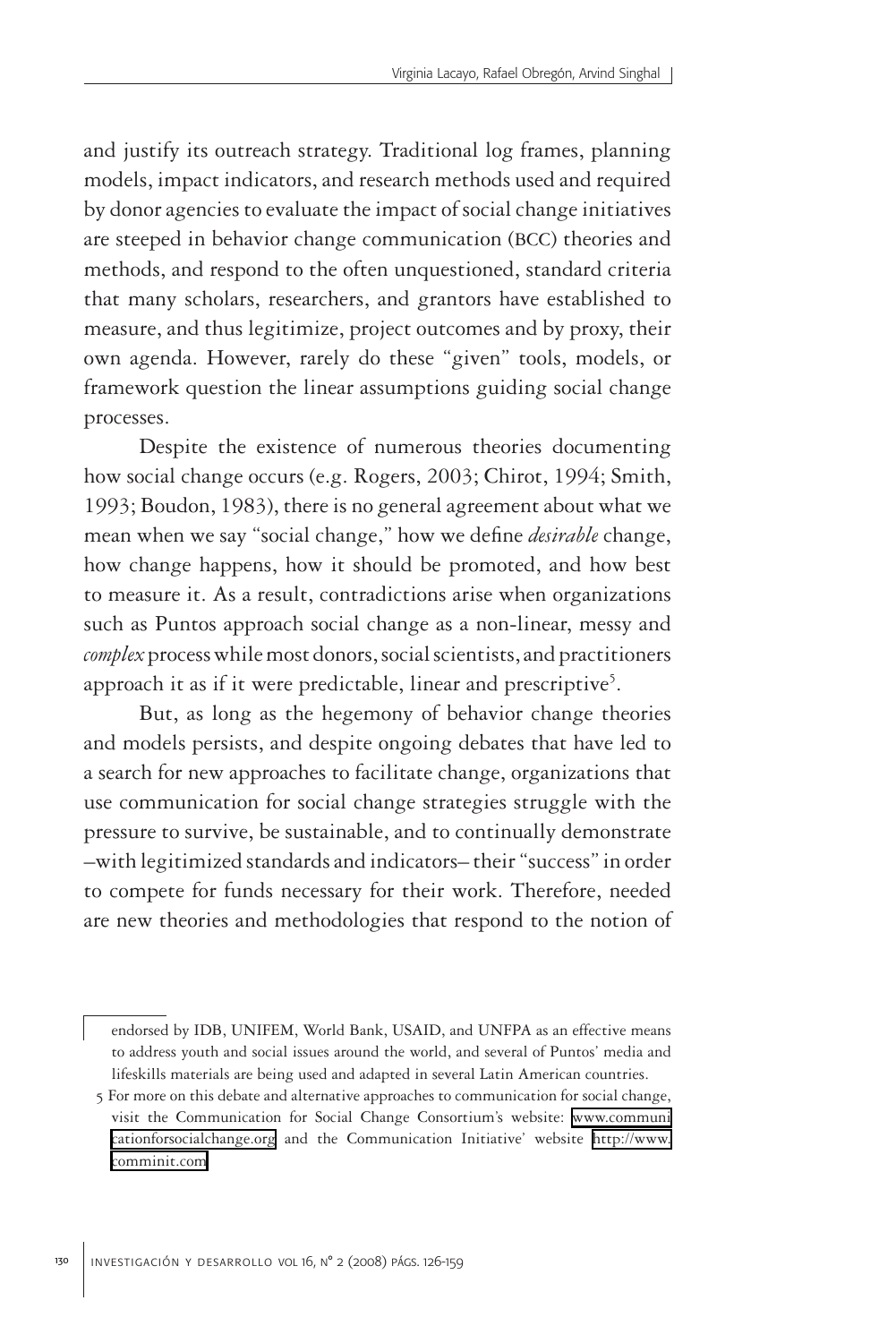and justify its outreach strategy. Traditional log frames, planning models, impact indicators, and research methods used and required by donor agencies to evaluate the impact of social change initiatives are steeped in behavior change communication (BCC) theories and methods, and respond to the often unquestioned, standard criteria that many scholars, researchers, and grantors have established to measure, and thus legitimize, project outcomes and by proxy, their own agenda. However, rarely do these "given" tools, models, or framework question the linear assumptions guiding social change processes.

Despite the existence of numerous theories documenting how social change occurs (e.g. Rogers, 2003; Chirot, 1994; Smith, 1993; Boudon, 1983), there is no general agreement about what we mean when we say "social change," how we define *desirable* change, how change happens, how it should be promoted, and how best to measure it. As a result, contradictions arise when organizations such as Puntos approach social change as a non-linear, messy and *complex* process while most donors, social scientists, and practitioners approach it as if it were predictable, linear and prescriptive[5].

But, as long as the hegemony of behavior change theories and models persists, and despite ongoing debates that have led to a search for new approaches to facilitate change, organizations that use communication for social change strategies struggle with the pressure to survive, be sustainable, and to continually demonstrate –with legitimized standards and indicators– their "success" in order to compete for funds necessary for their work. Therefore, needed are new theories and methodologies that respond to the notion of

---

endorsed by IDB, UNIFEM, World Bank, USAID, and UNFPA as an effective means to address youth and social issues around the world, and several of Puntos' media and lifeskills materials are being used and adapted in several Latin American countries.

5 For more on this debate and alternative approaches to communication for social change, visit the Communication for Social Change Consortium's website: www.communicationforsocialchange.org and the Communication Initiative' website http://www.comminit.com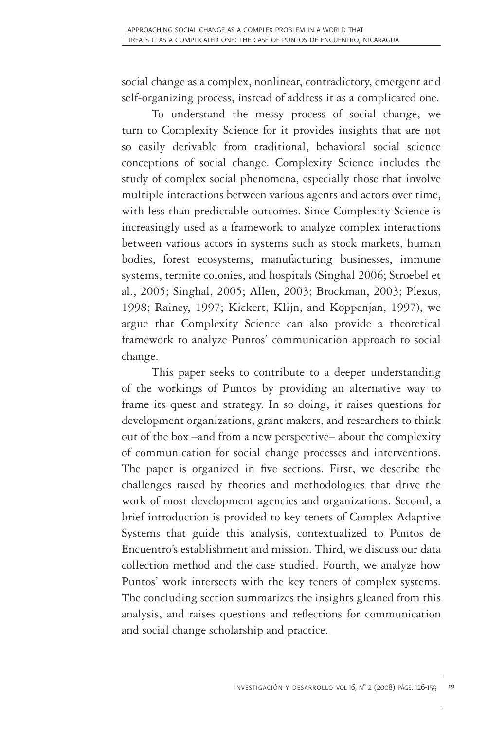social change as a complex, nonlinear, contradictory, emergent and self-organizing process, instead of address it as a complicated one.

To understand the messy process of social change, we turn to Complexity Science for it provides insights that are not so easily derivable from traditional, behavioral social science conceptions of social change. Complexity Science includes the study of complex social phenomena, especially those that involve multiple interactions between various agents and actors over time, with less than predictable outcomes. Since Complexity Science is increasingly used as a framework to analyze complex interactions between various actors in systems such as stock markets, human bodies, forest ecosystems, manufacturing businesses, immune systems, termite colonies, and hospitals (Singhal 2006; Stroebel et al., 2005; Singhal, 2005; Allen, 2003; Brockman, 2003; Plexus, 1998; Rainey, 1997; Kickert, Klijn, and Koppenjan, 1997), we argue that Complexity Science can also provide a theoretical framework to analyze Puntos' communication approach to social change.

This paper seeks to contribute to a deeper understanding of the workings of Puntos by providing an alternative way to frame its quest and strategy. In so doing, it raises questions for development organizations, grant makers, and researchers to think out of the box –and from a new perspective– about the complexity of communication for social change processes and interventions. The paper is organized in five sections. First, we describe the challenges raised by theories and methodologies that drive the work of most development agencies and organizations. Second, a brief introduction is provided to key tenets of Complex Adaptive Systems that guide this analysis, contextualized to Puntos de Encuentro's establishment and mission. Third, we discuss our data collection method and the case studied. Fourth, we analyze how Puntos' work intersects with the key tenets of complex systems. The concluding section summarizes the insights gleaned from this analysis, and raises questions and reflections for communication and social change scholarship and practice.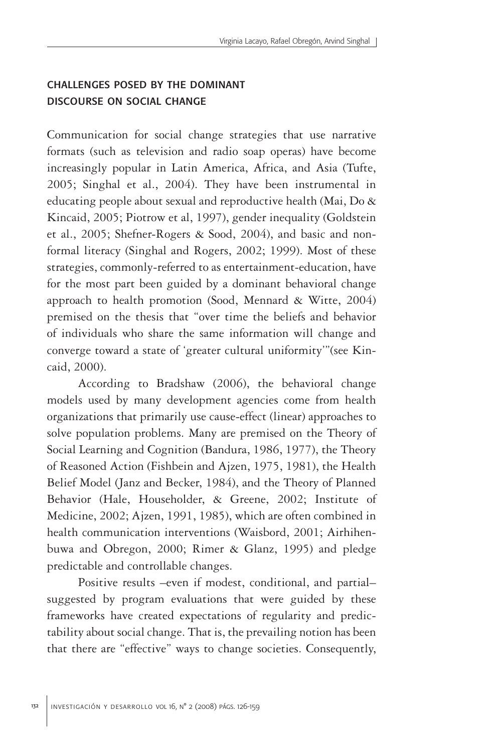## CHALLENGES POSED BY THE DOMINANT DISCOURSE ON SOCIAL CHANGE

Communication for social change strategies that use narrative formats (such as television and radio soap operas) have become increasingly popular in Latin America, Africa, and Asia (Tufte, 2005; Singhal et al., 2004). They have been instrumental in educating people about sexual and reproductive health (Mai, Do & Kincaid, 2005; Piotrow et al, 1997), gender inequality (Goldstein et al., 2005; Shefner-Rogers & Sood, 2004), and basic and non-formal literacy (Singhal and Rogers, 2002; 1999). Most of these strategies, commonly-referred to as entertainment-education, have for the most part been guided by a dominant behavioral change approach to health promotion (Sood, Mennard & Witte, 2004) premised on the thesis that "over time the beliefs and behavior of individuals who share the same information will change and converge toward a state of 'greater cultural uniformity'"(see Kincaid, 2000).

According to Bradshaw (2006), the behavioral change models used by many development agencies come from health organizations that primarily use cause-effect (linear) approaches to solve population problems. Many are premised on the Theory of Social Learning and Cognition (Bandura, 1986, 1977), the Theory of Reasoned Action (Fishbein and Ajzen, 1975, 1981), the Health Belief Model (Janz and Becker, 1984), and the Theory of Planned Behavior (Hale, Householder, & Greene, 2002; Institute of Medicine, 2002; Ajzen, 1991, 1985), which are often combined in health communication interventions (Waisbord, 2001; Airhihenbuwa and Obregon, 2000; Rimer & Glanz, 1995) and pledge predictable and controllable changes.

Positive results –even if modest, conditional, and partial– suggested by program evaluations that were guided by these frameworks have created expectations of regularity and predictability about social change. That is, the prevailing notion has been that there are "effective" ways to change societies. Consequently,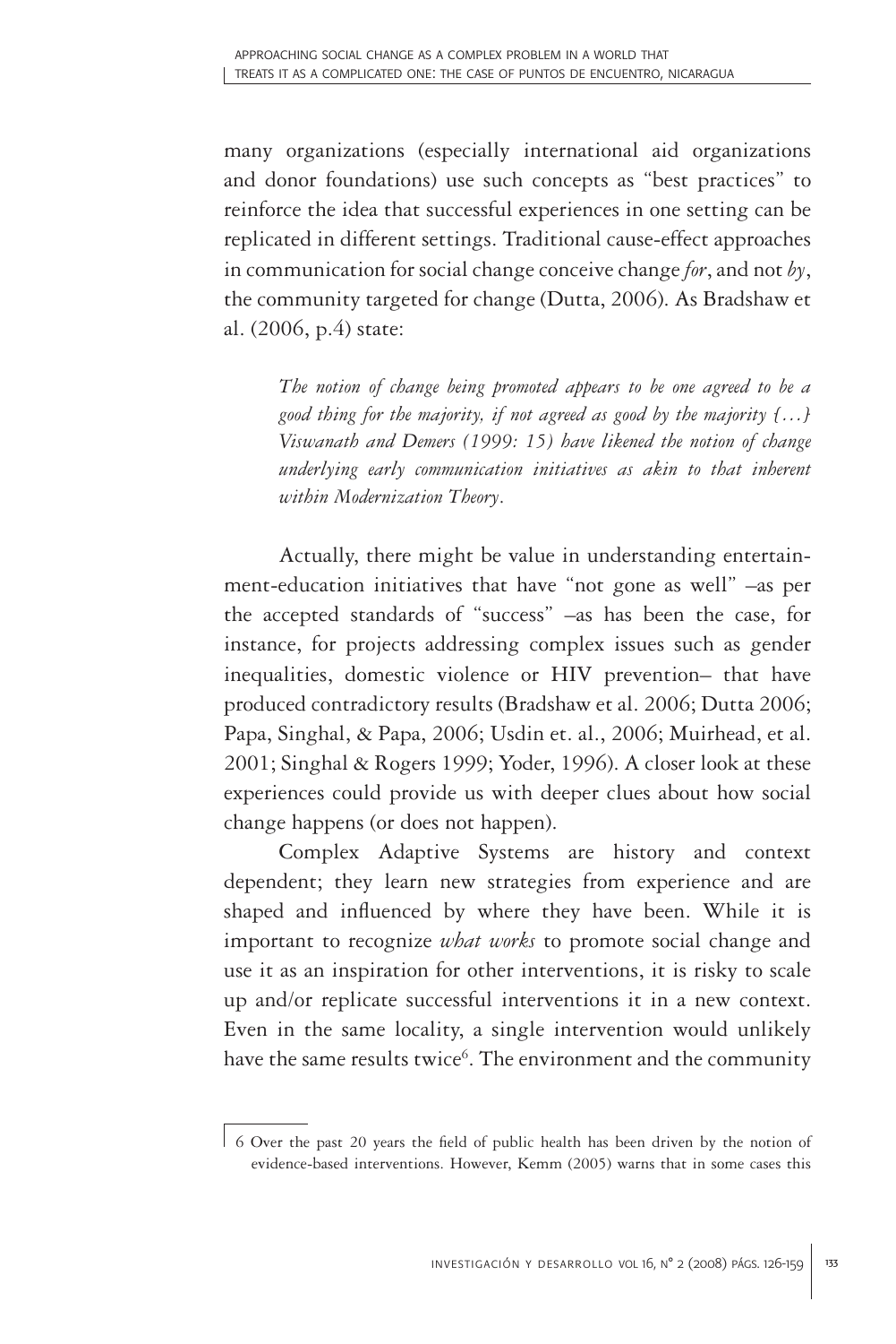many organizations (especially international aid organizations and donor foundations) use such concepts as "best practices" to reinforce the idea that successful experiences in one setting can be replicated in different settings. Traditional cause-effect approaches in communication for social change conceive change *for*, and not *by*, the community targeted for change (Dutta, 2006). As Bradshaw et al. (2006, p.4) state:

> *The notion of change being promoted appears to be one agreed to be a good thing for the majority, if not agreed as good by the majority {…} Viswanath and Demers (1999: 15) have likened the notion of change underlying early communication initiatives as akin to that inherent within Modernization Theory.*

Actually, there might be value in understanding entertainment-education initiatives that have "not gone as well" –as per the accepted standards of "success" –as has been the case, for instance, for projects addressing complex issues such as gender inequalities, domestic violence or HIV prevention– that have produced contradictory results (Bradshaw et al. 2006; Dutta 2006; Papa, Singhal, & Papa, 2006; Usdin et. al., 2006; Muirhead, et al. 2001; Singhal & Rogers 1999; Yoder, 1996). A closer look at these experiences could provide us with deeper clues about how social change happens (or does not happen).

Complex Adaptive Systems are history and context dependent; they learn new strategies from experience and are shaped and influenced by where they have been. While it is important to recognize *what works* to promote social change and use it as an inspiration for other interventions, it is risky to scale up and/or replicate successful interventions it in a new context. Even in the same locality, a single intervention would unlikely have the same results twice[6]. The environment and the community

6 Over the past 20 years the field of public health has been driven by the notion of evidence-based interventions. However, Kemm (2005) warns that in some cases this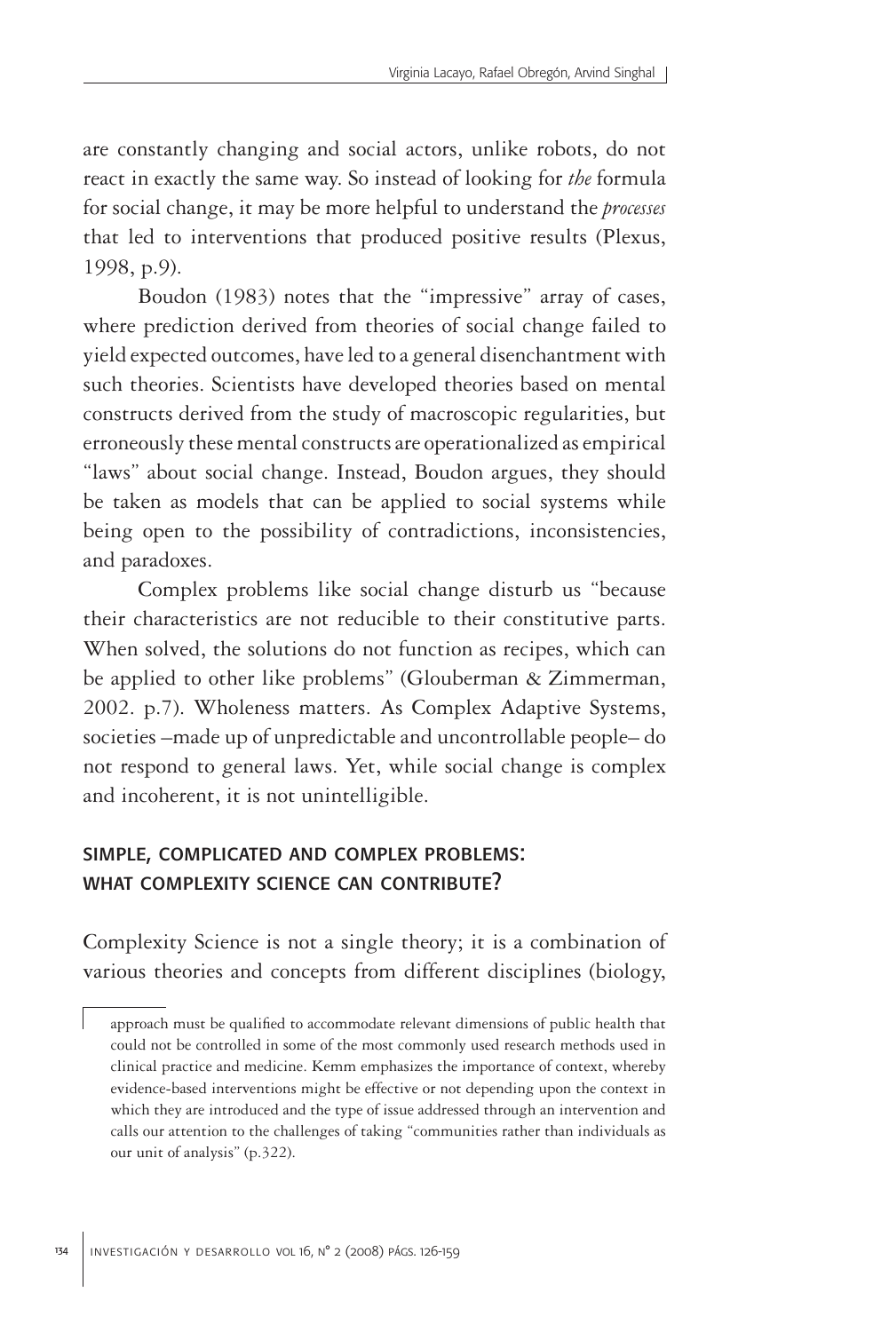are constantly changing and social actors, unlike robots, do not react in exactly the same way. So instead of looking for *the* formula for social change, it may be more helpful to understand the *processes* that led to interventions that produced positive results (Plexus, 1998, p.9).

Boudon (1983) notes that the "impressive" array of cases, where prediction derived from theories of social change failed to yield expected outcomes, have led to a general disenchantment with such theories. Scientists have developed theories based on mental constructs derived from the study of macroscopic regularities, but erroneously these mental constructs are operationalized as empirical "laws" about social change. Instead, Boudon argues, they should be taken as models that can be applied to social systems while being open to the possibility of contradictions, inconsistencies, and paradoxes.

Complex problems like social change disturb us "because their characteristics are not reducible to their constitutive parts. When solved, the solutions do not function as recipes, which can be applied to other like problems" (Glouberman & Zimmerman, 2002. p.7). Wholeness matters. As Complex Adaptive Systems, societies –made up of unpredictable and uncontrollable people– do not respond to general laws. Yet, while social change is complex and incoherent, it is not unintelligible.

## SIMPLE, COMPLICATED AND COMPLEX PROBLEMS: WHAT COMPLEXITY SCIENCE CAN CONTRIBUTE?

Complexity Science is not a single theory; it is a combination of various theories and concepts from different disciplines (biology,

approach must be qualified to accommodate relevant dimensions of public health that could not be controlled in some of the most commonly used research methods used in clinical practice and medicine. Kemm emphasizes the importance of context, whereby evidence-based interventions might be effective or not depending upon the context in which they are introduced and the type of issue addressed through an intervention and calls our attention to the challenges of taking "communities rather than individuals as our unit of analysis" (p.322).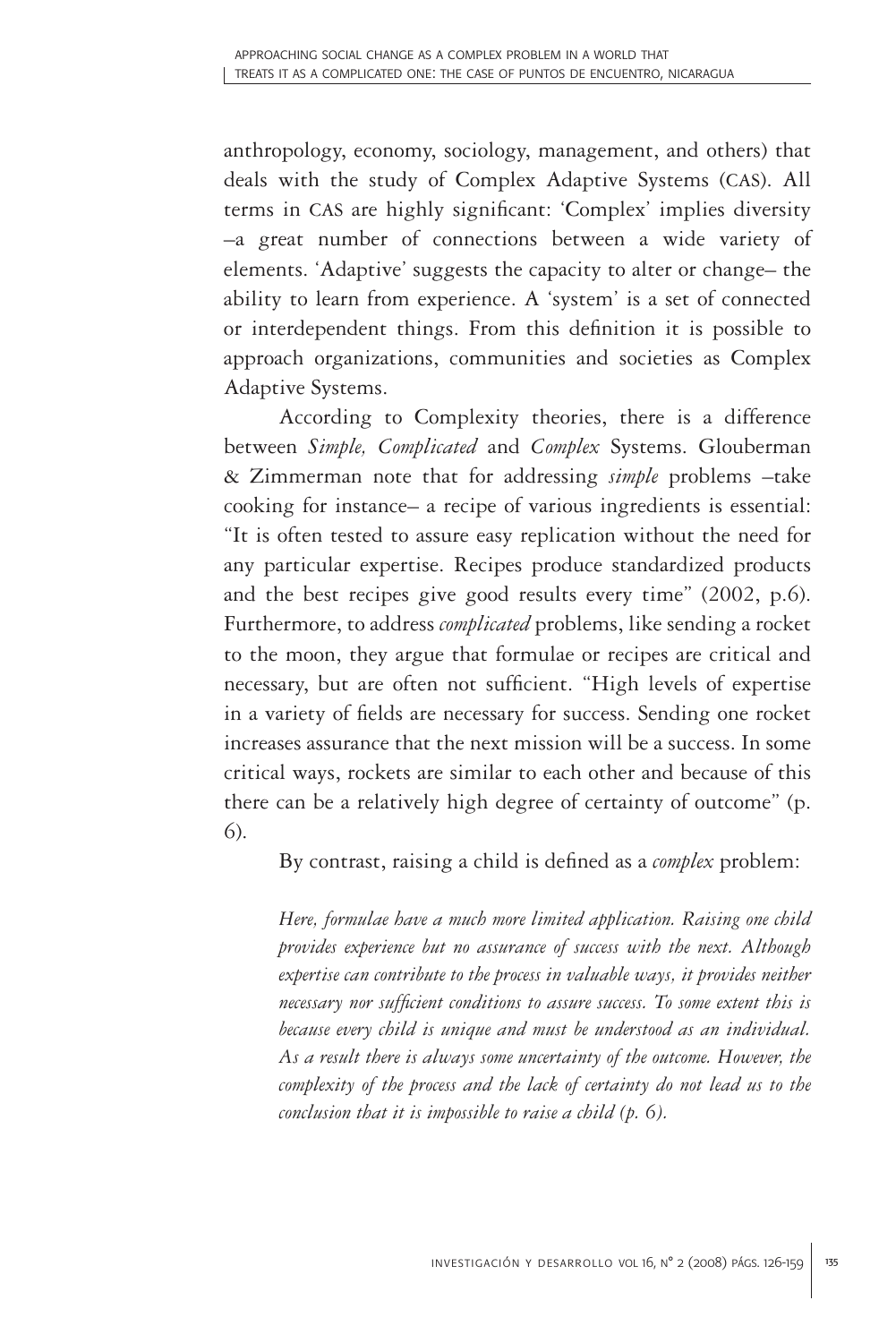anthropology, economy, sociology, management, and others) that deals with the study of Complex Adaptive Systems (CAS). All terms in CAS are highly significant: 'Complex' implies diversity –a great number of connections between a wide variety of elements. 'Adaptive' suggests the capacity to alter or change– the ability to learn from experience. A 'system' is a set of connected or interdependent things. From this definition it is possible to approach organizations, communities and societies as Complex Adaptive Systems.

According to Complexity theories, there is a difference between *Simple, Complicated* and *Complex* Systems. Glouberman & Zimmerman note that for addressing *simple* problems –take cooking for instance– a recipe of various ingredients is essential: "It is often tested to assure easy replication without the need for any particular expertise. Recipes produce standardized products and the best recipes give good results every time" (2002, p.6). Furthermore, to address *complicated* problems, like sending a rocket to the moon, they argue that formulae or recipes are critical and necessary, but are often not sufficient. "High levels of expertise in a variety of fields are necessary for success. Sending one rocket increases assurance that the next mission will be a success. In some critical ways, rockets are similar to each other and because of this there can be a relatively high degree of certainty of outcome" (p. 6).

By contrast, raising a child is defined as a *complex* problem:

> *Here, formulae have a much more limited application. Raising one child provides experience but no assurance of success with the next. Although expertise can contribute to the process in valuable ways, it provides neither necessary nor sufficient conditions to assure success. To some extent this is because every child is unique and must be understood as an individual. As a result there is always some uncertainty of the outcome. However, the complexity of the process and the lack of certainty do not lead us to the conclusion that it is impossible to raise a child (p. 6).*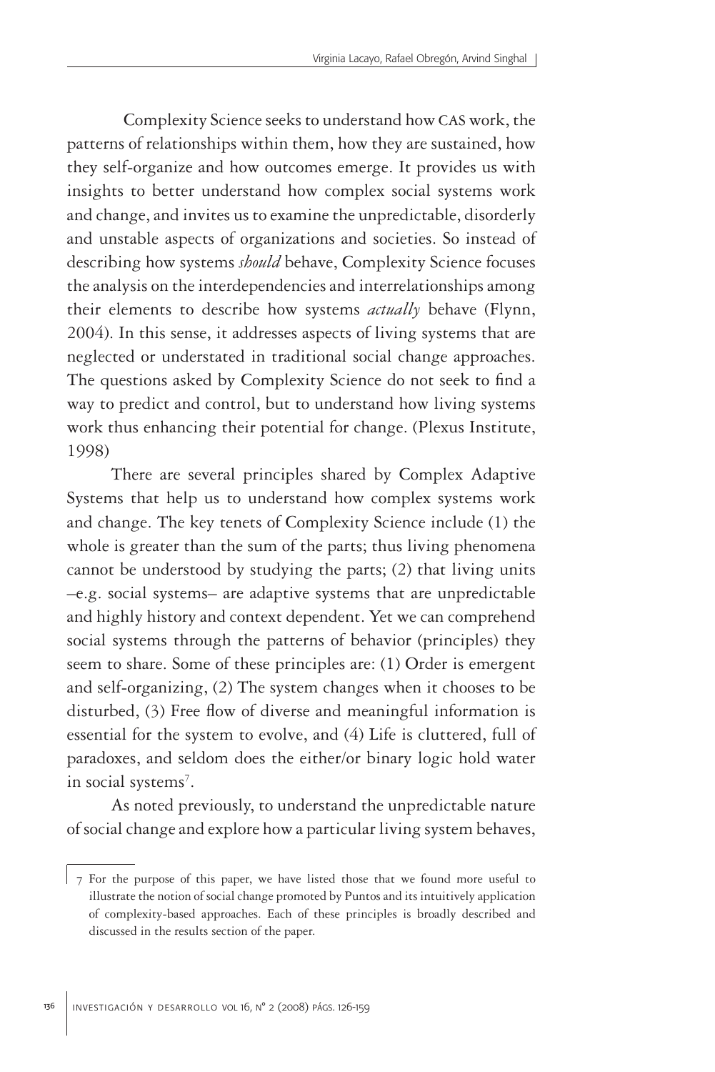Complexity Science seeks to understand how CAS work, the patterns of relationships within them, how they are sustained, how they self-organize and how outcomes emerge. It provides us with insights to better understand how complex social systems work and change, and invites us to examine the unpredictable, disorderly and unstable aspects of organizations and societies. So instead of describing how systems *should* behave, Complexity Science focuses the analysis on the interdependencies and interrelationships among their elements to describe how systems *actually* behave (Flynn, 2004). In this sense, it addresses aspects of living systems that are neglected or understated in traditional social change approaches. The questions asked by Complexity Science do not seek to find a way to predict and control, but to understand how living systems work thus enhancing their potential for change. (Plexus Institute, 1998)

There are several principles shared by Complex Adaptive Systems that help us to understand how complex systems work and change. The key tenets of Complexity Science include (1) the whole is greater than the sum of the parts; thus living phenomena cannot be understood by studying the parts; (2) that living units –e.g. social systems– are adaptive systems that are unpredictable and highly history and context dependent. Yet we can comprehend social systems through the patterns of behavior (principles) they seem to share. Some of these principles are: (1) Order is emergent and self-organizing, (2) The system changes when it chooses to be disturbed, (3) Free flow of diverse and meaningful information is essential for the system to evolve, and (4) Life is cluttered, full of paradoxes, and seldom does the either/or binary logic hold water in social systems[7].

As noted previously, to understand the unpredictable nature of social change and explore how a particular living system behaves,

---

7 For the purpose of this paper, we have listed those that we found more useful to illustrate the notion of social change promoted by Puntos and its intuitively application of complexity-based approaches. Each of these principles is broadly described and discussed in the results section of the paper.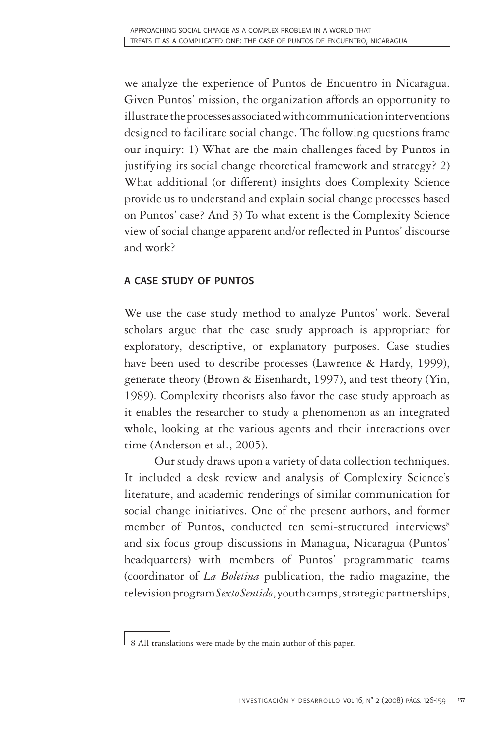we analyze the experience of Puntos de Encuentro in Nicaragua. Given Puntos' mission, the organization affords an opportunity to illustrate the processes associated with communication interventions designed to facilitate social change. The following questions frame our inquiry: 1) What are the main challenges faced by Puntos in justifying its social change theoretical framework and strategy? 2) What additional (or different) insights does Complexity Science provide us to understand and explain social change processes based on Puntos' case? And 3) To what extent is the Complexity Science view of social change apparent and/or reflected in Puntos' discourse and work?

## A CASE STUDY OF PUNTOS

We use the case study method to analyze Puntos' work. Several scholars argue that the case study approach is appropriate for exploratory, descriptive, or explanatory purposes. Case studies have been used to describe processes (Lawrence & Hardy, 1999), generate theory (Brown & Eisenhardt, 1997), and test theory (Yin, 1989). Complexity theorists also favor the case study approach as it enables the researcher to study a phenomenon as an integrated whole, looking at the various agents and their interactions over time (Anderson et al., 2005).

Our study draws upon a variety of data collection techniques. It included a desk review and analysis of Complexity Science's literature, and academic renderings of similar communication for social change initiatives. One of the present authors, and former member of Puntos, conducted ten semi-structured interviews[8] and six focus group discussions in Managua, Nicaragua (Puntos' headquarters) with members of Puntos' programmatic teams (coordinator of *La Boletina* publication, the radio magazine, the television program *Sexto Sentido*, youth camps, strategic partnerships,

8 All translations were made by the main author of this paper.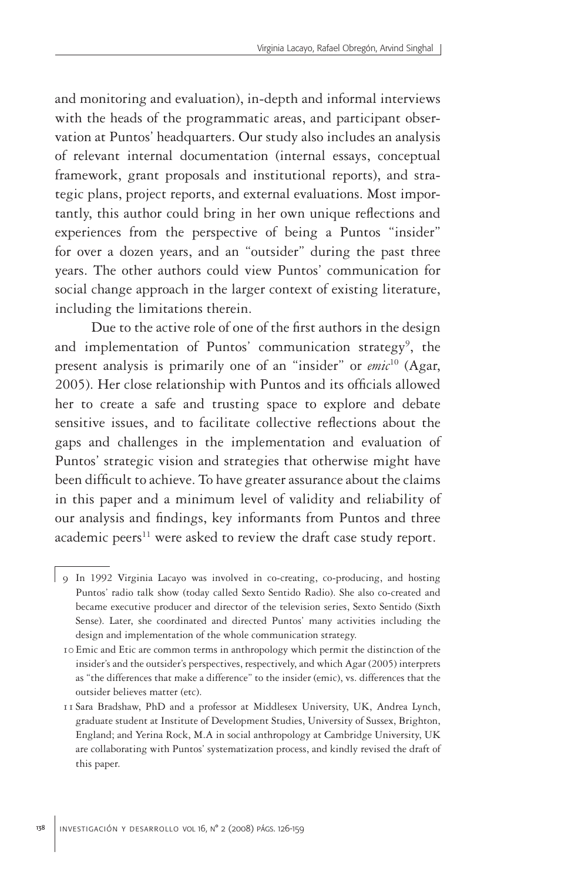and monitoring and evaluation), in-depth and informal interviews with the heads of the programmatic areas, and participant observation at Puntos' headquarters. Our study also includes an analysis of relevant internal documentation (internal essays, conceptual framework, grant proposals and institutional reports), and strategic plans, project reports, and external evaluations. Most importantly, this author could bring in her own unique reflections and experiences from the perspective of being a Puntos "insider" for over a dozen years, and an "outsider" during the past three years. The other authors could view Puntos' communication for social change approach in the larger context of existing literature, including the limitations therein.

Due to the active role of one of the first authors in the design and implementation of Puntos' communication strategy[9], the present analysis is primarily one of an "insider" or *emic*[10] (Agar, 2005). Her close relationship with Puntos and its officials allowed her to create a safe and trusting space to explore and debate sensitive issues, and to facilitate collective reflections about the gaps and challenges in the implementation and evaluation of Puntos' strategic vision and strategies that otherwise might have been difficult to achieve. To have greater assurance about the claims in this paper and a minimum level of validity and reliability of our analysis and findings, key informants from Puntos and three academic peers[11] were asked to review the draft case study report.

---

9 In 1992 Virginia Lacayo was involved in co-creating, co-producing, and hosting Puntos' radio talk show (today called Sexto Sentido Radio). She also co-created and became executive producer and director of the television series, Sexto Sentido (Sixth Sense). Later, she coordinated and directed Puntos' many activities including the design and implementation of the whole communication strategy.

10 Emic and Etic are common terms in anthropology which permit the distinction of the insider's and the outsider's perspectives, respectively, and which Agar (2005) interprets as "the differences that make a difference" to the insider (emic), vs. differences that the outsider believes matter (etc).

11 Sara Bradshaw, PhD and a professor at Middlesex University, UK, Andrea Lynch, graduate student at Institute of Development Studies, University of Sussex, Brighton, England; and Yerina Rock, M.A in social anthropology at Cambridge University, UK are collaborating with Puntos' systematization process, and kindly revised the draft of this paper.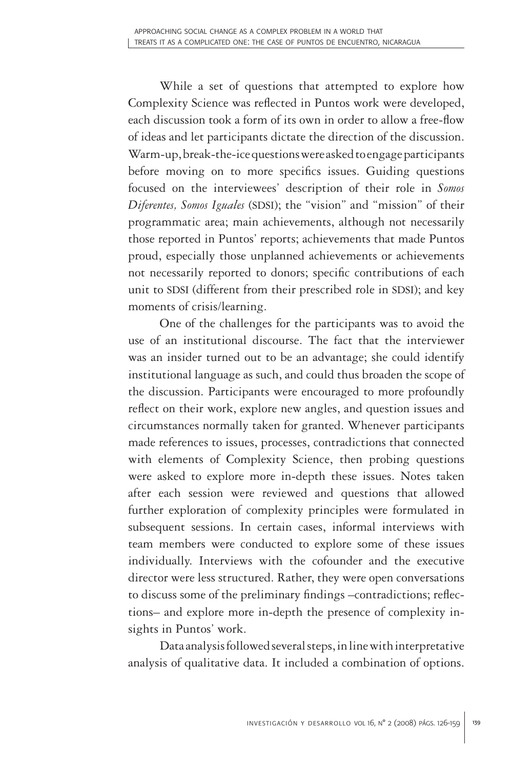While a set of questions that attempted to explore how Complexity Science was reflected in Puntos work were developed, each discussion took a form of its own in order to allow a free-flow of ideas and let participants dictate the direction of the discussion. Warm-up, break-the-ice questions were asked to engage participants before moving on to more specifics issues. Guiding questions focused on the interviewees' description of their role in *Somos Diferentes, Somos Iguales* (SDSI); the "vision" and "mission" of their programmatic area; main achievements, although not necessarily those reported in Puntos' reports; achievements that made Puntos proud, especially those unplanned achievements or achievements not necessarily reported to donors; specific contributions of each unit to SDSI (different from their prescribed role in SDSI); and key moments of crisis/learning.

One of the challenges for the participants was to avoid the use of an institutional discourse. The fact that the interviewer was an insider turned out to be an advantage; she could identify institutional language as such, and could thus broaden the scope of the discussion. Participants were encouraged to more profoundly reflect on their work, explore new angles, and question issues and circumstances normally taken for granted. Whenever participants made references to issues, processes, contradictions that connected with elements of Complexity Science, then probing questions were asked to explore more in-depth these issues. Notes taken after each session were reviewed and questions that allowed further exploration of complexity principles were formulated in subsequent sessions. In certain cases, informal interviews with team members were conducted to explore some of these issues individually. Interviews with the cofounder and the executive director were less structured. Rather, they were open conversations to discuss some of the preliminary findings –contradictions; reflections– and explore more in-depth the presence of complexity insights in Puntos' work.

Data analysis followed several steps, in line with interpretative analysis of qualitative data. It included a combination of options.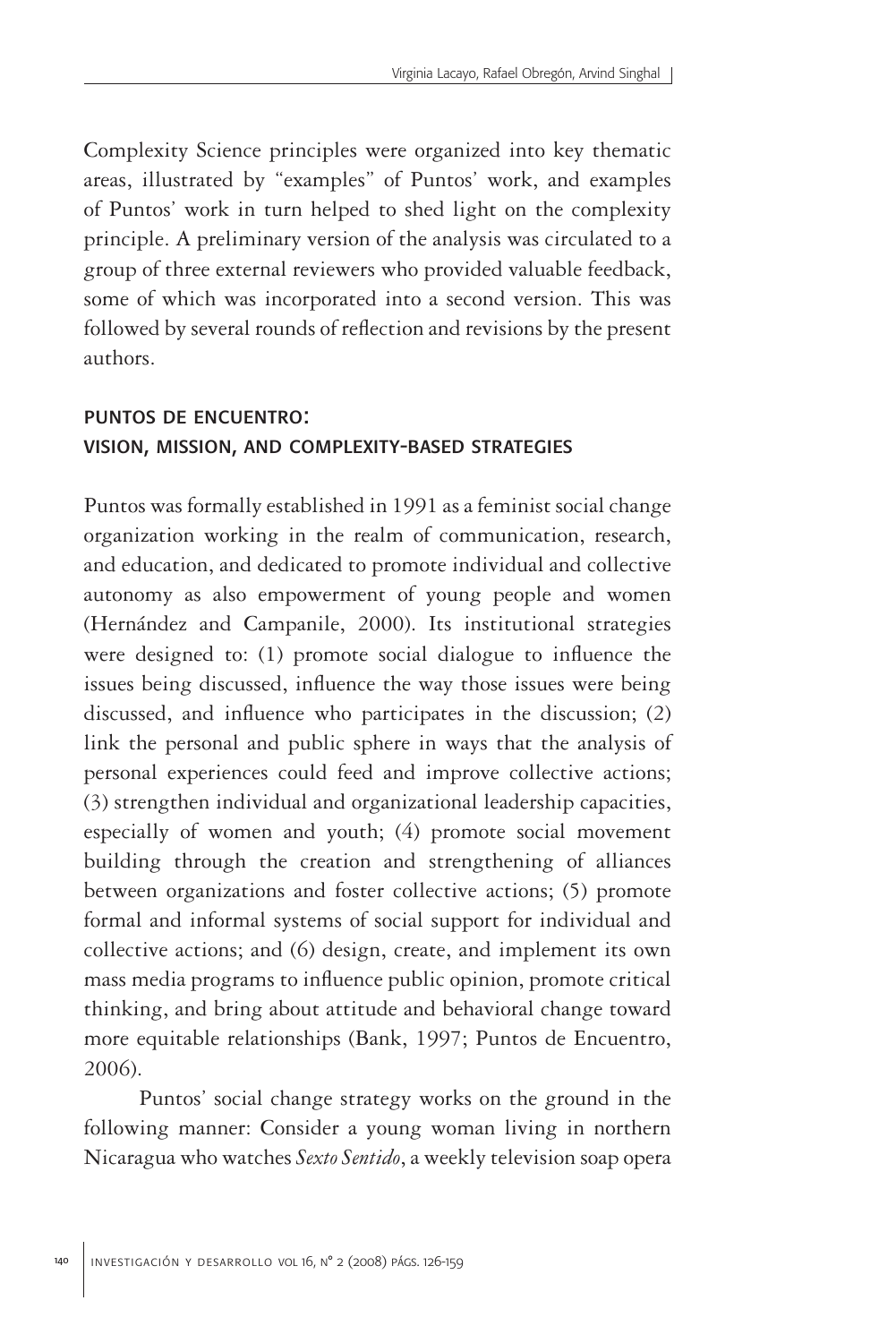Complexity Science principles were organized into key thematic areas, illustrated by "examples" of Puntos' work, and examples of Puntos' work in turn helped to shed light on the complexity principle. A preliminary version of the analysis was circulated to a group of three external reviewers who provided valuable feedback, some of which was incorporated into a second version. This was followed by several rounds of reflection and revisions by the present authors.

## PUNTOS DE ENCUENTRO: VISION, MISSION, AND COMPLEXITY-BASED STRATEGIES

Puntos was formally established in 1991 as a feminist social change organization working in the realm of communication, research, and education, and dedicated to promote individual and collective autonomy as also empowerment of young people and women (Hernández and Campanile, 2000). Its institutional strategies were designed to: (1) promote social dialogue to influence the issues being discussed, influence the way those issues were being discussed, and influence who participates in the discussion; (2) link the personal and public sphere in ways that the analysis of personal experiences could feed and improve collective actions; (3) strengthen individual and organizational leadership capacities, especially of women and youth; (4) promote social movement building through the creation and strengthening of alliances between organizations and foster collective actions; (5) promote formal and informal systems of social support for individual and collective actions; and (6) design, create, and implement its own mass media programs to influence public opinion, promote critical thinking, and bring about attitude and behavioral change toward more equitable relationships (Bank, 1997; Puntos de Encuentro, 2006).

Puntos' social change strategy works on the ground in the following manner: Consider a young woman living in northern Nicaragua who watches *Sexto Sentido*, a weekly television soap opera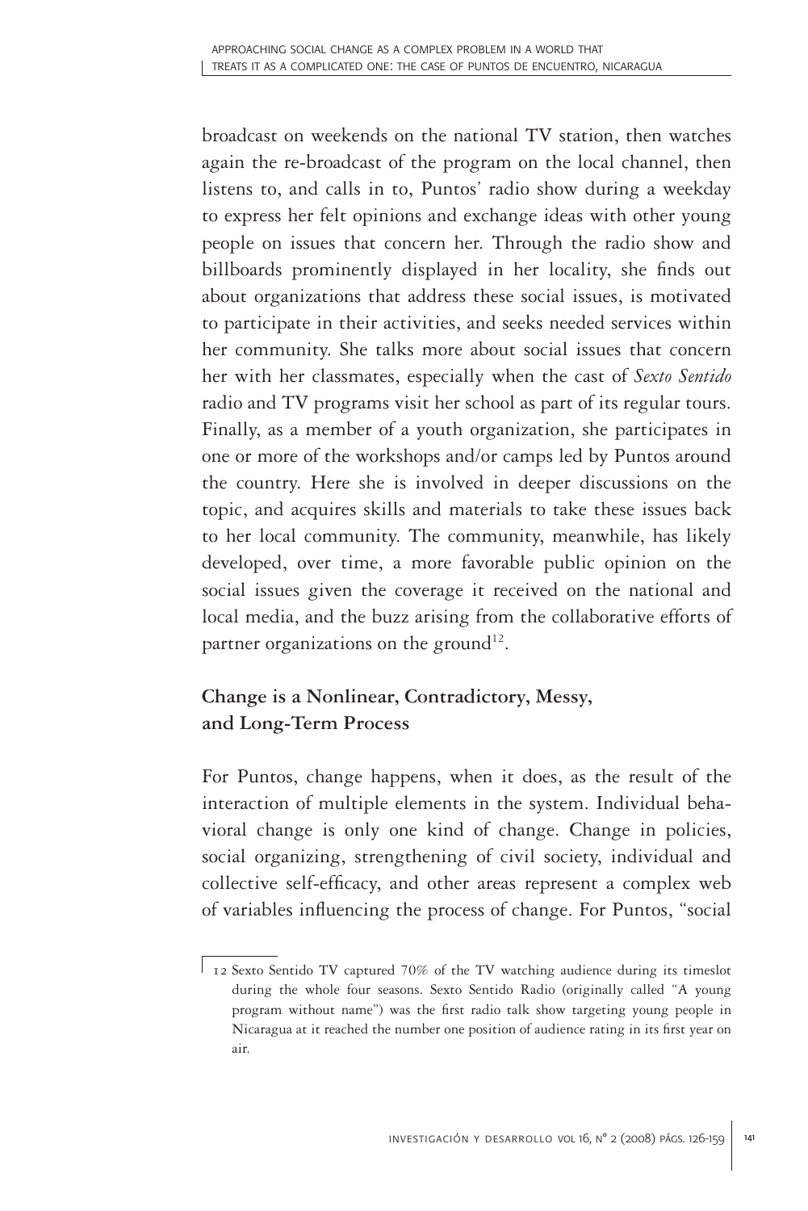broadcast on weekends on the national TV station, then watches again the re-broadcast of the program on the local channel, then listens to, and calls in to, Puntos' radio show during a weekday to express her felt opinions and exchange ideas with other young people on issues that concern her. Through the radio show and billboards prominently displayed in her locality, she finds out about organizations that address these social issues, is motivated to participate in their activities, and seeks needed services within her community. She talks more about social issues that concern her with her classmates, especially when the cast of *Sexto Sentido* radio and TV programs visit her school as part of its regular tours. Finally, as a member of a youth organization, she participates in one or more of the workshops and/or camps led by Puntos around the country. Here she is involved in deeper discussions on the topic, and acquires skills and materials to take these issues back to her local community. The community, meanwhile, has likely developed, over time, a more favorable public opinion on the social issues given the coverage it received on the national and local media, and the buzz arising from the collaborative efforts of partner organizations on the ground[12].

## Change is a Nonlinear, Contradictory, Messy, and Long-Term Process

For Puntos, change happens, when it does, as the result of the interaction of multiple elements in the system. Individual behavioral change is only one kind of change. Change in policies, social organizing, strengthening of civil society, individual and collective self-efficacy, and other areas represent a complex web of variables influencing the process of change. For Puntos, "social

12 Sexto Sentido TV captured 70% of the TV watching audience during its timeslot during the whole four seasons. Sexto Sentido Radio (originally called "A young program without name") was the first radio talk show targeting young people in Nicaragua at it reached the number one position of audience rating in its first year on air.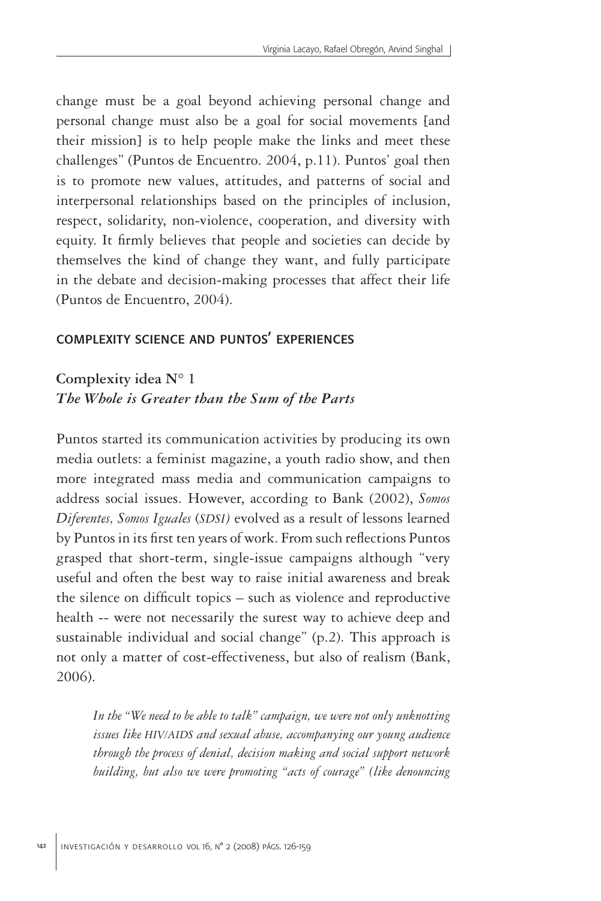change must be a goal beyond achieving personal change and personal change must also be a goal for social movements [and their mission] is to help people make the links and meet these challenges" (Puntos de Encuentro. 2004, p.11). Puntos' goal then is to promote new values, attitudes, and patterns of social and interpersonal relationships based on the principles of inclusion, respect, solidarity, non-violence, cooperation, and diversity with equity. It firmly believes that people and societies can decide by themselves the kind of change they want, and fully participate in the debate and decision-making processes that affect their life (Puntos de Encuentro, 2004).

## COMPLEXITY SCIENCE AND PUNTOS' EXPERIENCES

### Complexity idea N° 1
### *The Whole is Greater than the Sum of the Parts*

Puntos started its communication activities by producing its own media outlets: a feminist magazine, a youth radio show, and then more integrated mass media and communication campaigns to address social issues. However, according to Bank (2002), *Somos Diferentes, Somos Iguales* (*SDSI*) evolved as a result of lessons learned by Puntos in its first ten years of work. From such reflections Puntos grasped that short-term, single-issue campaigns although "very useful and often the best way to raise initial awareness and break the silence on difficult topics – such as violence and reproductive health -- were not necessarily the surest way to achieve deep and sustainable individual and social change" (p.2). This approach is not only a matter of cost-effectiveness, but also of realism (Bank, 2006).

> *In the "We need to be able to talk" campaign, we were not only unknotting issues like HIV/AIDS and sexual abuse, accompanying our young audience through the process of denial, decision making and social support network building, but also we were promoting "acts of courage" (like denouncing*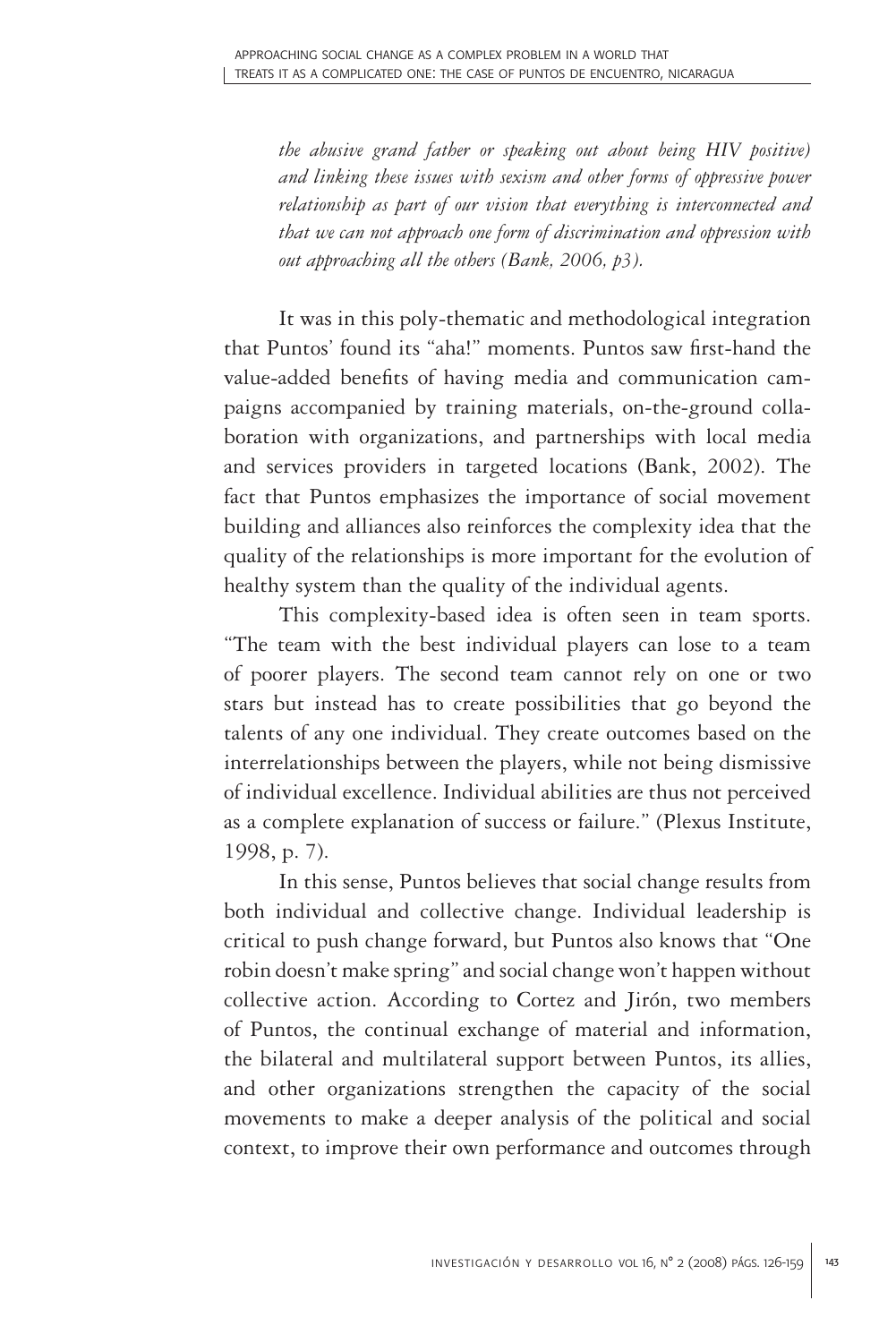*the abusive grand father or speaking out about being HIV positive) and linking these issues with sexism and other forms of oppressive power relationship as part of our vision that everything is interconnected and that we can not approach one form of discrimination and oppression with out approaching all the others (Bank, 2006, p3).*

It was in this poly-thematic and methodological integration that Puntos' found its "aha!" moments. Puntos saw first-hand the value-added benefits of having media and communication campaigns accompanied by training materials, on-the-ground collaboration with organizations, and partnerships with local media and services providers in targeted locations (Bank, 2002). The fact that Puntos emphasizes the importance of social movement building and alliances also reinforces the complexity idea that the quality of the relationships is more important for the evolution of healthy system than the quality of the individual agents.

This complexity-based idea is often seen in team sports. "The team with the best individual players can lose to a team of poorer players. The second team cannot rely on one or two stars but instead has to create possibilities that go beyond the talents of any one individual. They create outcomes based on the interrelationships between the players, while not being dismissive of individual excellence. Individual abilities are thus not perceived as a complete explanation of success or failure." (Plexus Institute, 1998, p. 7).

In this sense, Puntos believes that social change results from both individual and collective change. Individual leadership is critical to push change forward, but Puntos also knows that "One robin doesn't make spring" and social change won't happen without collective action. According to Cortez and Jirón, two members of Puntos, the continual exchange of material and information, the bilateral and multilateral support between Puntos, its allies, and other organizations strengthen the capacity of the social movements to make a deeper analysis of the political and social context, to improve their own performance and outcomes through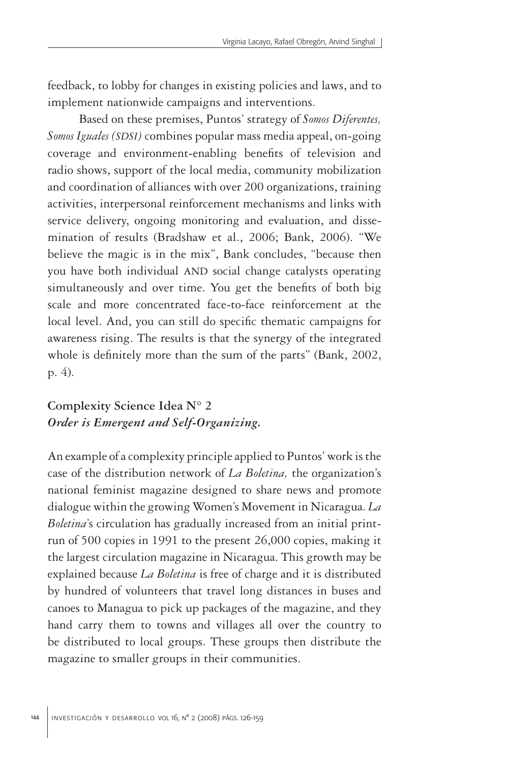feedback, to lobby for changes in existing policies and laws, and to implement nationwide campaigns and interventions.

Based on these premises, Puntos' strategy of *Somos Diferentes, Somos Iguales (SDSI)* combines popular mass media appeal, on-going coverage and environment-enabling benefits of television and radio shows, support of the local media, community mobilization and coordination of alliances with over 200 organizations, training activities, interpersonal reinforcement mechanisms and links with service delivery, ongoing monitoring and evaluation, and dissemination of results (Bradshaw et al., 2006; Bank, 2006). "We believe the magic is in the mix", Bank concludes, "because then you have both individual AND social change catalysts operating simultaneously and over time. You get the benefits of both big scale and more concentrated face-to-face reinforcement at the local level. And, you can still do specific thematic campaigns for awareness rising. The results is that the synergy of the integrated whole is definitely more than the sum of the parts" (Bank, 2002, p. 4).

### Complexity Science Idea N° 2
### *Order is Emergent and Self-Organizing.*

An example of a complexity principle applied to Puntos' work is the case of the distribution network of *La Boletina,* the organization's national feminist magazine designed to share news and promote dialogue within the growing Women's Movement in Nicaragua. *La Boletina*'s circulation has gradually increased from an initial print-run of 500 copies in 1991 to the present 26,000 copies, making it the largest circulation magazine in Nicaragua. This growth may be explained because *La Boletina* is free of charge and it is distributed by hundred of volunteers that travel long distances in buses and canoes to Managua to pick up packages of the magazine, and they hand carry them to towns and villages all over the country to be distributed to local groups. These groups then distribute the magazine to smaller groups in their communities.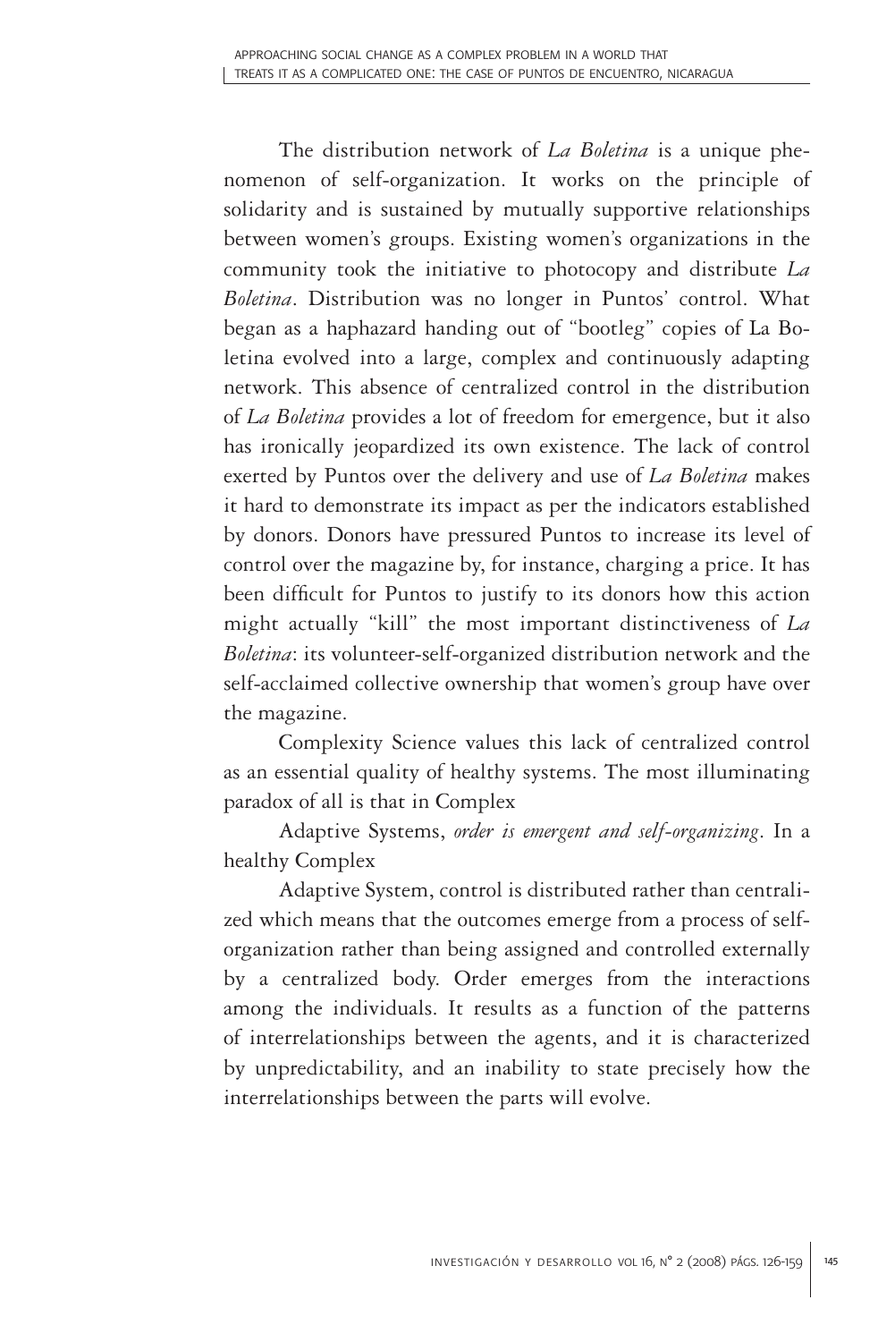The distribution network of *La Boletina* is a unique phenomenon of self-organization. It works on the principle of solidarity and is sustained by mutually supportive relationships between women's groups. Existing women's organizations in the community took the initiative to photocopy and distribute *La Boletina*. Distribution was no longer in Puntos' control. What began as a haphazard handing out of "bootleg" copies of La Boletina evolved into a large, complex and continuously adapting network. This absence of centralized control in the distribution of *La Boletina* provides a lot of freedom for emergence, but it also has ironically jeopardized its own existence. The lack of control exerted by Puntos over the delivery and use of *La Boletina* makes it hard to demonstrate its impact as per the indicators established by donors. Donors have pressured Puntos to increase its level of control over the magazine by, for instance, charging a price. It has been difficult for Puntos to justify to its donors how this action might actually "kill" the most important distinctiveness of *La Boletina*: its volunteer-self-organized distribution network and the self-acclaimed collective ownership that women's group have over the magazine.

Complexity Science values this lack of centralized control as an essential quality of healthy systems. The most illuminating paradox of all is that in Complex

Adaptive Systems, *order is emergent and self-organizing*. In a healthy Complex

Adaptive System, control is distributed rather than centralized which means that the outcomes emerge from a process of self-organization rather than being assigned and controlled externally by a centralized body. Order emerges from the interactions among the individuals. It results as a function of the patterns of interrelationships between the agents, and it is characterized by unpredictability, and an inability to state precisely how the interrelationships between the parts will evolve.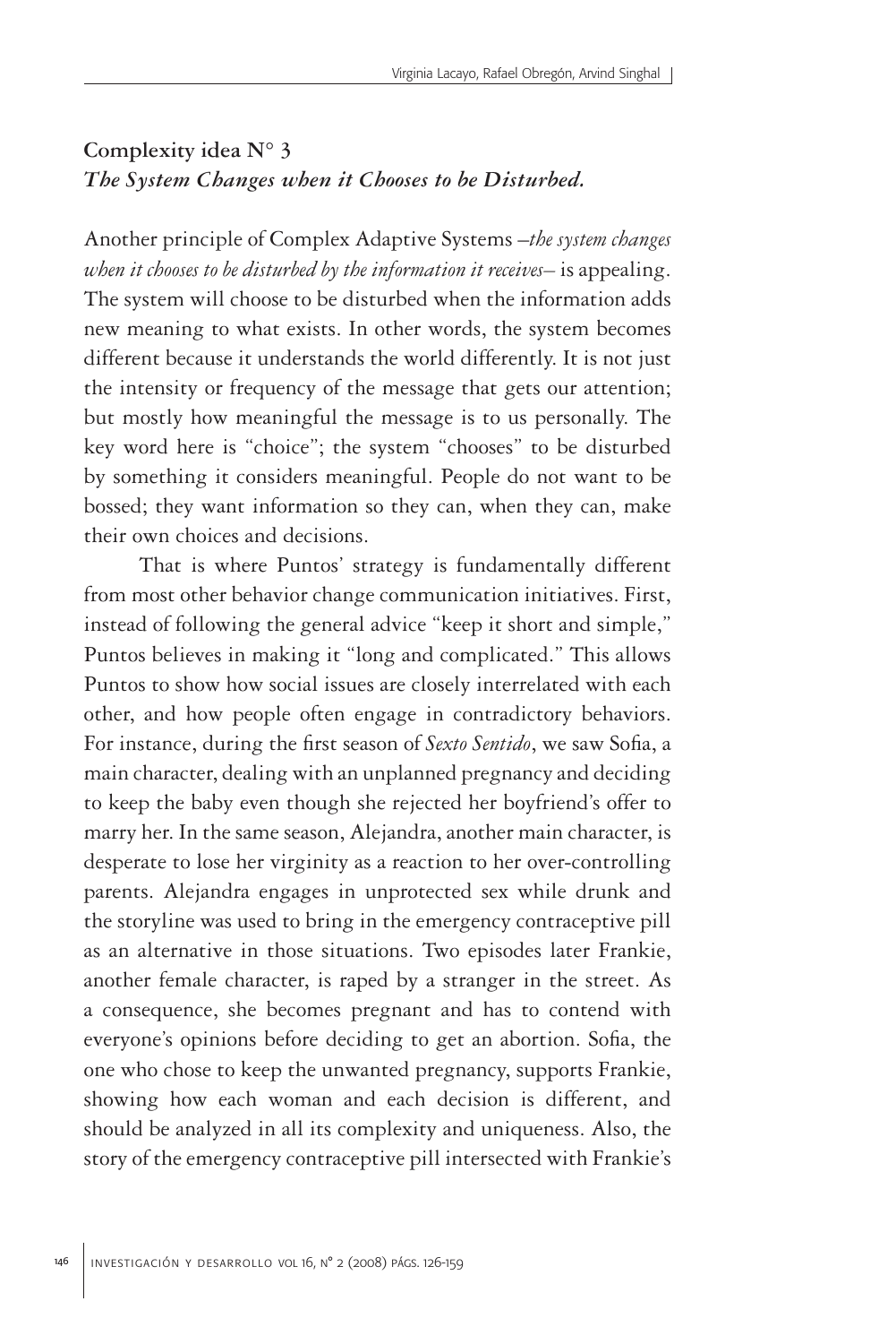## Complexity idea N° 3
### *The System Changes when it Chooses to be Disturbed.*

Another principle of Complex Adaptive Systems –*the system changes when it chooses to be disturbed by the information it receives*– is appealing. The system will choose to be disturbed when the information adds new meaning to what exists. In other words, the system becomes different because it understands the world differently. It is not just the intensity or frequency of the message that gets our attention; but mostly how meaningful the message is to us personally. The key word here is "choice"; the system "chooses" to be disturbed by something it considers meaningful. People do not want to be bossed; they want information so they can, when they can, make their own choices and decisions.

That is where Puntos' strategy is fundamentally different from most other behavior change communication initiatives. First, instead of following the general advice "keep it short and simple," Puntos believes in making it "long and complicated." This allows Puntos to show how social issues are closely interrelated with each other, and how people often engage in contradictory behaviors. For instance, during the first season of *Sexto Sentido*, we saw Sofia, a main character, dealing with an unplanned pregnancy and deciding to keep the baby even though she rejected her boyfriend's offer to marry her. In the same season, Alejandra, another main character, is desperate to lose her virginity as a reaction to her over-controlling parents. Alejandra engages in unprotected sex while drunk and the storyline was used to bring in the emergency contraceptive pill as an alternative in those situations. Two episodes later Frankie, another female character, is raped by a stranger in the street. As a consequence, she becomes pregnant and has to contend with everyone's opinions before deciding to get an abortion. Sofia, the one who chose to keep the unwanted pregnancy, supports Frankie, showing how each woman and each decision is different, and should be analyzed in all its complexity and uniqueness. Also, the story of the emergency contraceptive pill intersected with Frankie's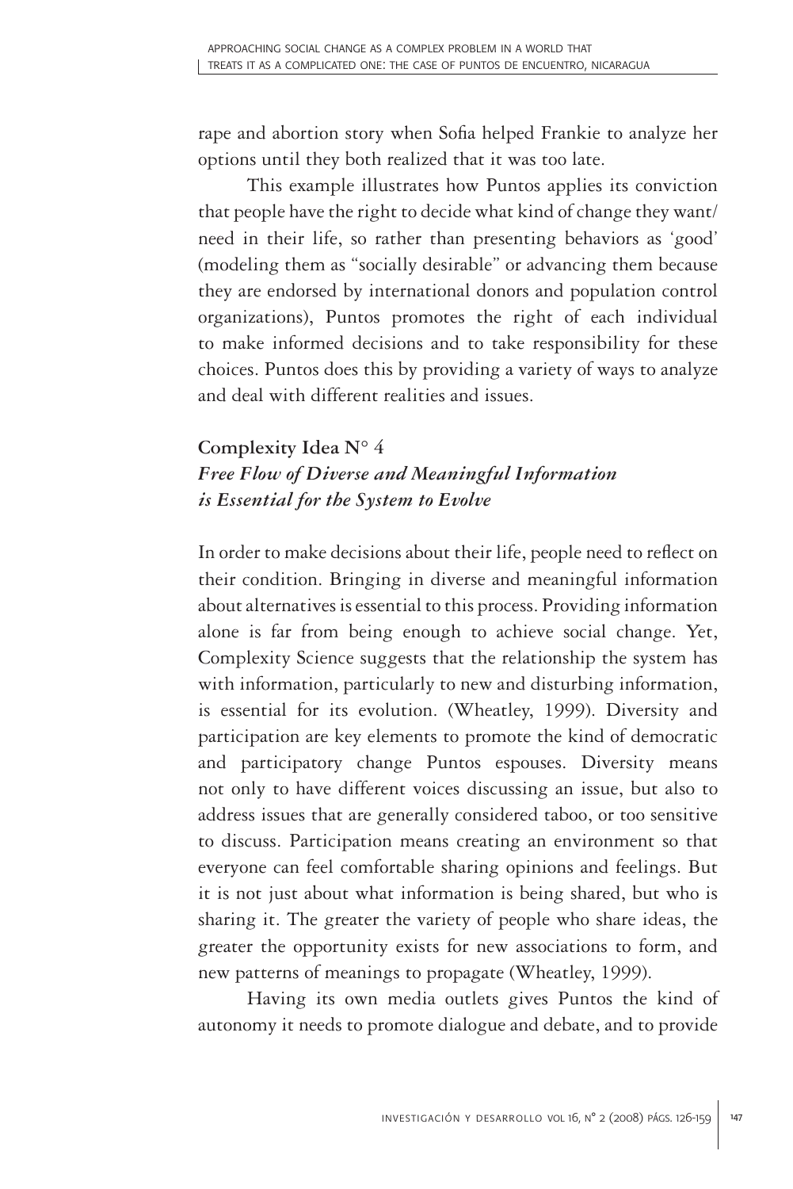rape and abortion story when Sofia helped Frankie to analyze her options until they both realized that it was too late.

This example illustrates how Puntos applies its conviction that people have the right to decide what kind of change they want/need in their life, so rather than presenting behaviors as 'good' (modeling them as "socially desirable" or advancing them because they are endorsed by international donors and population control organizations), Puntos promotes the right of each individual to make informed decisions and to take responsibility for these choices. Puntos does this by providing a variety of ways to analyze and deal with different realities and issues.

### Complexity Idea N° 4
### *Free Flow of Diverse and Meaningful Information is Essential for the System to Evolve*

In order to make decisions about their life, people need to reflect on their condition. Bringing in diverse and meaningful information about alternatives is essential to this process. Providing information alone is far from being enough to achieve social change. Yet, Complexity Science suggests that the relationship the system has with information, particularly to new and disturbing information, is essential for its evolution. (Wheatley, 1999). Diversity and participation are key elements to promote the kind of democratic and participatory change Puntos espouses. Diversity means not only to have different voices discussing an issue, but also to address issues that are generally considered taboo, or too sensitive to discuss. Participation means creating an environment so that everyone can feel comfortable sharing opinions and feelings. But it is not just about what information is being shared, but who is sharing it. The greater the variety of people who share ideas, the greater the opportunity exists for new associations to form, and new patterns of meanings to propagate (Wheatley, 1999).

Having its own media outlets gives Puntos the kind of autonomy it needs to promote dialogue and debate, and to provide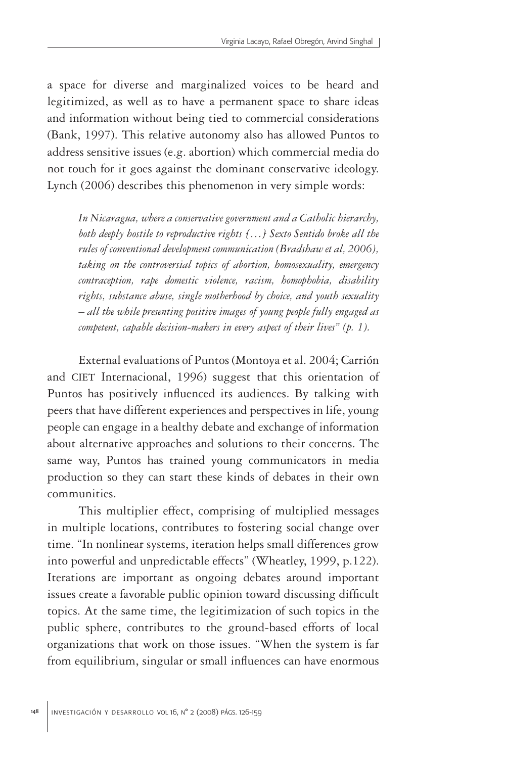a space for diverse and marginalized voices to be heard and legitimized, as well as to have a permanent space to share ideas and information without being tied to commercial considerations (Bank, 1997). This relative autonomy also has allowed Puntos to address sensitive issues (e.g. abortion) which commercial media do not touch for it goes against the dominant conservative ideology. Lynch (2006) describes this phenomenon in very simple words:

> *In Nicaragua, where a conservative government and a Catholic hierarchy, both deeply hostile to reproductive rights {…} Sexto Sentido broke all the rules of conventional development communication (Bradshaw et al, 2006), taking on the controversial topics of abortion, homosexuality, emergency contraception, rape domestic violence, racism, homophobia, disability rights, substance abuse, single motherhood by choice, and youth sexuality – all the while presenting positive images of young people fully engaged as competent, capable decision-makers in every aspect of their lives" (p. 1).*

External evaluations of Puntos (Montoya et al. 2004; Carrión and CIET Internacional, 1996) suggest that this orientation of Puntos has positively influenced its audiences. By talking with peers that have different experiences and perspectives in life, young people can engage in a healthy debate and exchange of information about alternative approaches and solutions to their concerns. The same way, Puntos has trained young communicators in media production so they can start these kinds of debates in their own communities.

This multiplier effect, comprising of multiplied messages in multiple locations, contributes to fostering social change over time. "In nonlinear systems, iteration helps small differences grow into powerful and unpredictable effects" (Wheatley, 1999, p.122). Iterations are important as ongoing debates around important issues create a favorable public opinion toward discussing difficult topics. At the same time, the legitimization of such topics in the public sphere, contributes to the ground-based efforts of local organizations that work on those issues. "When the system is far from equilibrium, singular or small influences can have enormous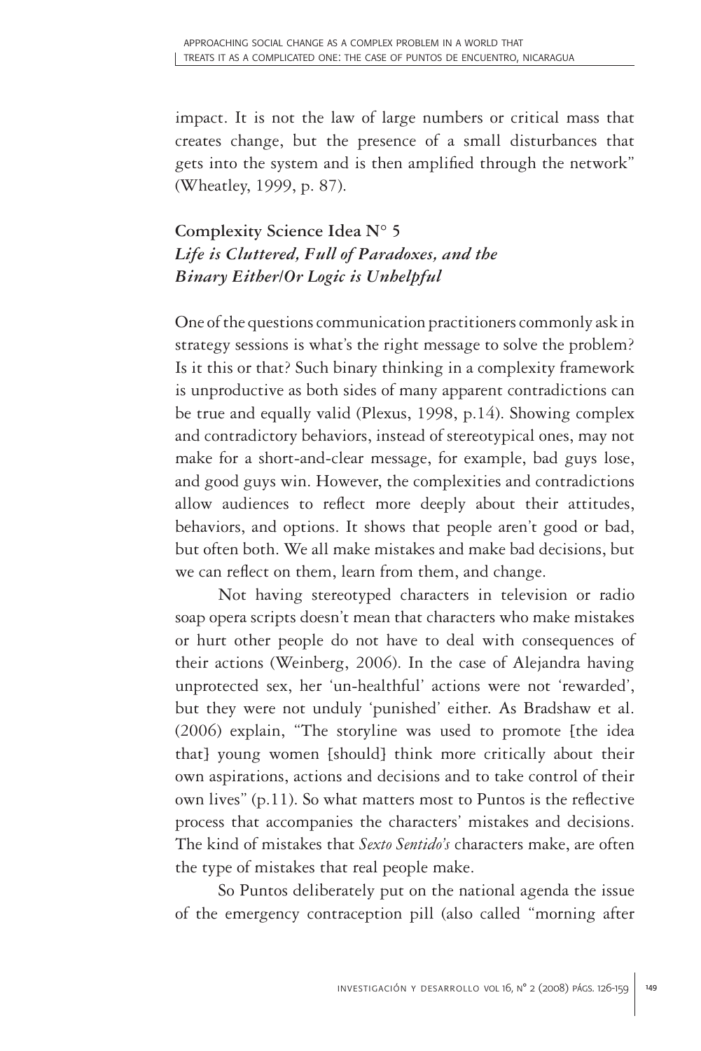impact. It is not the law of large numbers or critical mass that creates change, but the presence of a small disturbances that gets into the system and is then amplified through the network" (Wheatley, 1999, p. 87).

### Complexity Science Idea N° 5
### *Life is Cluttered, Full of Paradoxes, and the Binary Either/Or Logic is Unhelpful*

One of the questions communication practitioners commonly ask in strategy sessions is what's the right message to solve the problem? Is it this or that? Such binary thinking in a complexity framework is unproductive as both sides of many apparent contradictions can be true and equally valid (Plexus, 1998, p.14). Showing complex and contradictory behaviors, instead of stereotypical ones, may not make for a short-and-clear message, for example, bad guys lose, and good guys win. However, the complexities and contradictions allow audiences to reflect more deeply about their attitudes, behaviors, and options. It shows that people aren't good or bad, but often both. We all make mistakes and make bad decisions, but we can reflect on them, learn from them, and change.

Not having stereotyped characters in television or radio soap opera scripts doesn't mean that characters who make mistakes or hurt other people do not have to deal with consequences of their actions (Weinberg, 2006). In the case of Alejandra having unprotected sex, her 'un-healthful' actions were not 'rewarded', but they were not unduly 'punished' either. As Bradshaw et al. (2006) explain, "The storyline was used to promote [the idea that] young women [should] think more critically about their own aspirations, actions and decisions and to take control of their own lives" (p.11). So what matters most to Puntos is the reflective process that accompanies the characters' mistakes and decisions. The kind of mistakes that *Sexto Sentido's* characters make, are often the type of mistakes that real people make.

So Puntos deliberately put on the national agenda the issue of the emergency contraception pill (also called "morning after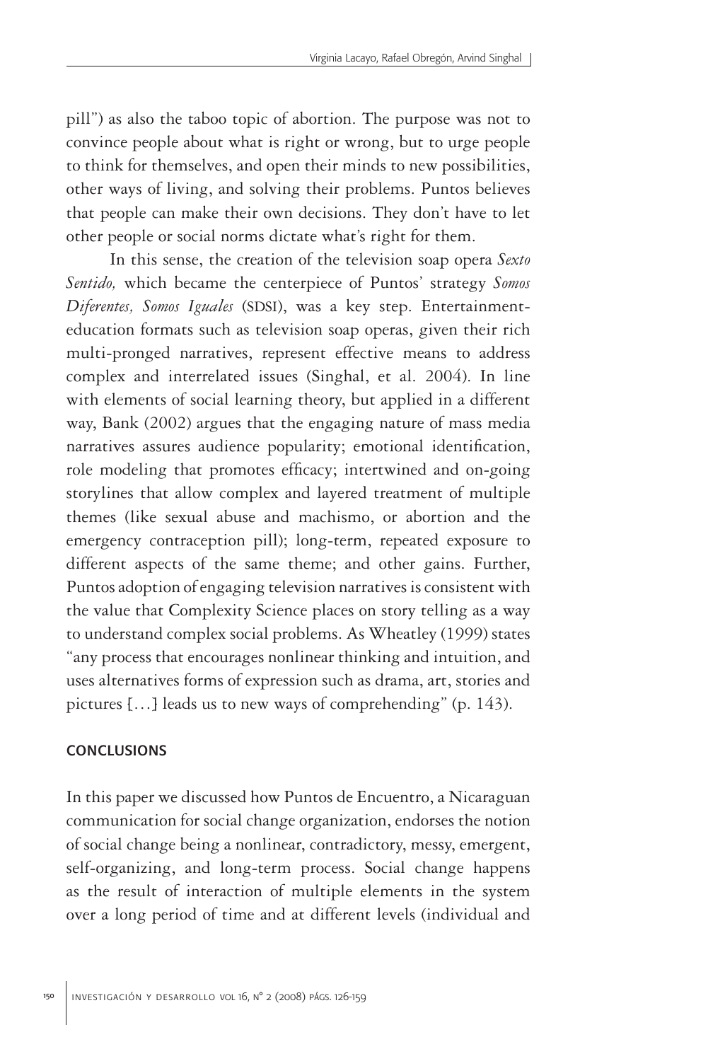pill") as also the taboo topic of abortion. The purpose was not to convince people about what is right or wrong, but to urge people to think for themselves, and open their minds to new possibilities, other ways of living, and solving their problems. Puntos believes that people can make their own decisions. They don't have to let other people or social norms dictate what's right for them.

In this sense, the creation of the television soap opera *Sexto Sentido,* which became the centerpiece of Puntos' strategy *Somos Diferentes, Somos Iguales* (SDSI), was a key step. Entertainment-education formats such as television soap operas, given their rich multi-pronged narratives, represent effective means to address complex and interrelated issues (Singhal, et al. 2004). In line with elements of social learning theory, but applied in a different way, Bank (2002) argues that the engaging nature of mass media narratives assures audience popularity; emotional identification, role modeling that promotes efficacy; intertwined and on-going storylines that allow complex and layered treatment of multiple themes (like sexual abuse and machismo, or abortion and the emergency contraception pill); long-term, repeated exposure to different aspects of the same theme; and other gains. Further, Puntos adoption of engaging television narratives is consistent with the value that Complexity Science places on story telling as a way to understand complex social problems. As Wheatley (1999) states "any process that encourages nonlinear thinking and intuition, and uses alternatives forms of expression such as drama, art, stories and pictures […] leads us to new ways of comprehending" (p. 143).

## CONCLUSIONS

In this paper we discussed how Puntos de Encuentro, a Nicaraguan communication for social change organization, endorses the notion of social change being a nonlinear, contradictory, messy, emergent, self-organizing, and long-term process. Social change happens as the result of interaction of multiple elements in the system over a long period of time and at different levels (individual and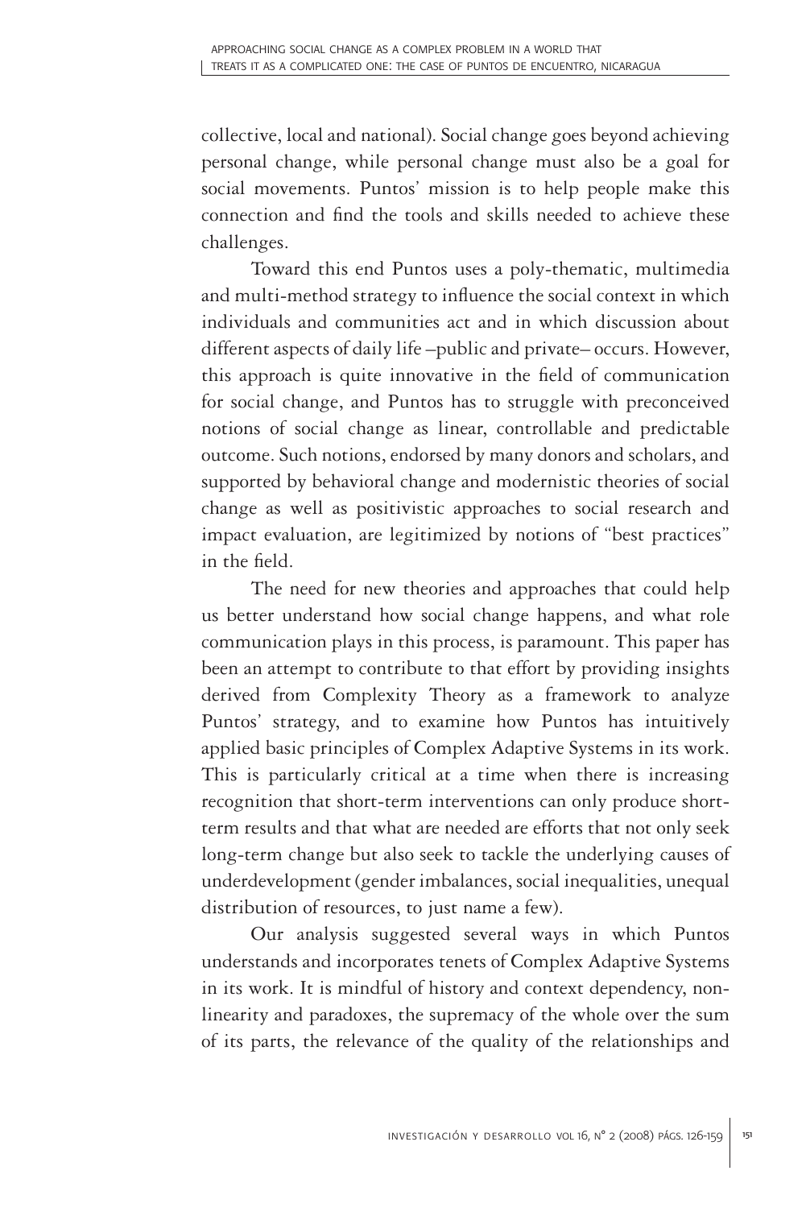collective, local and national). Social change goes beyond achieving personal change, while personal change must also be a goal for social movements. Puntos' mission is to help people make this connection and find the tools and skills needed to achieve these challenges.

Toward this end Puntos uses a poly-thematic, multimedia and multi-method strategy to influence the social context in which individuals and communities act and in which discussion about different aspects of daily life –public and private– occurs. However, this approach is quite innovative in the field of communication for social change, and Puntos has to struggle with preconceived notions of social change as linear, controllable and predictable outcome. Such notions, endorsed by many donors and scholars, and supported by behavioral change and modernistic theories of social change as well as positivistic approaches to social research and impact evaluation, are legitimized by notions of "best practices" in the field.

The need for new theories and approaches that could help us better understand how social change happens, and what role communication plays in this process, is paramount. This paper has been an attempt to contribute to that effort by providing insights derived from Complexity Theory as a framework to analyze Puntos' strategy, and to examine how Puntos has intuitively applied basic principles of Complex Adaptive Systems in its work. This is particularly critical at a time when there is increasing recognition that short-term interventions can only produce short-term results and that what are needed are efforts that not only seek long-term change but also seek to tackle the underlying causes of underdevelopment (gender imbalances, social inequalities, unequal distribution of resources, to just name a few).

Our analysis suggested several ways in which Puntos understands and incorporates tenets of Complex Adaptive Systems in its work. It is mindful of history and context dependency, non-linearity and paradoxes, the supremacy of the whole over the sum of its parts, the relevance of the quality of the relationships and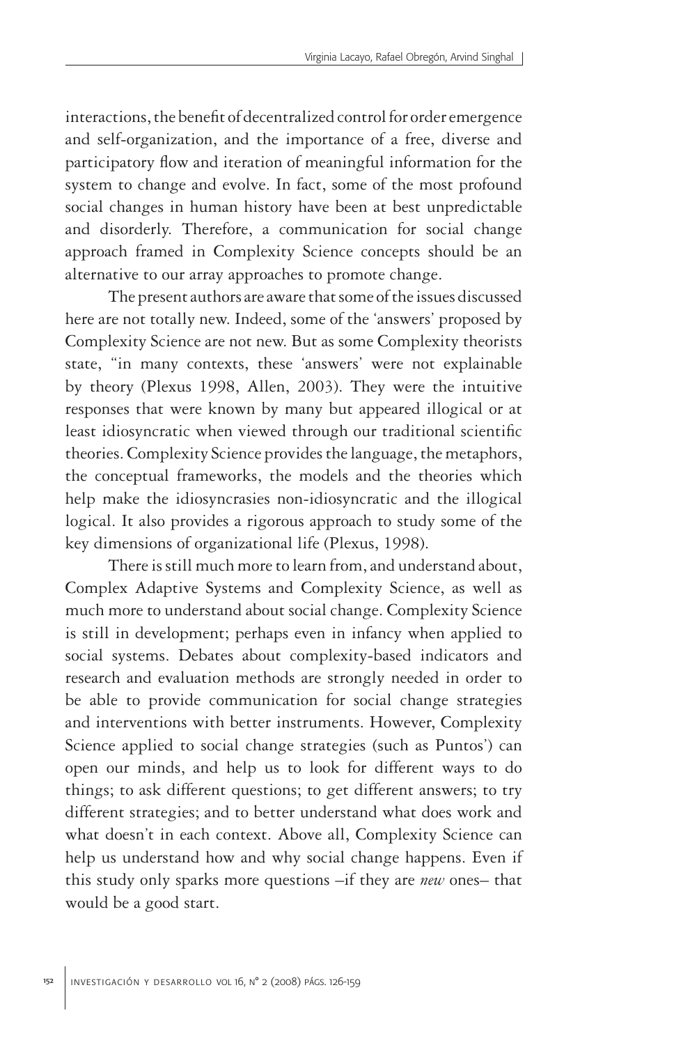interactions, the benefit of decentralized control for order emergence and self-organization, and the importance of a free, diverse and participatory flow and iteration of meaningful information for the system to change and evolve. In fact, some of the most profound social changes in human history have been at best unpredictable and disorderly. Therefore, a communication for social change approach framed in Complexity Science concepts should be an alternative to our array approaches to promote change.

The present authors are aware that some of the issues discussed here are not totally new. Indeed, some of the 'answers' proposed by Complexity Science are not new. But as some Complexity theorists state, "in many contexts, these 'answers' were not explainable by theory (Plexus 1998, Allen, 2003). They were the intuitive responses that were known by many but appeared illogical or at least idiosyncratic when viewed through our traditional scientific theories. Complexity Science provides the language, the metaphors, the conceptual frameworks, the models and the theories which help make the idiosyncrasies non-idiosyncratic and the illogical logical. It also provides a rigorous approach to study some of the key dimensions of organizational life (Plexus, 1998).

There is still much more to learn from, and understand about, Complex Adaptive Systems and Complexity Science, as well as much more to understand about social change. Complexity Science is still in development; perhaps even in infancy when applied to social systems. Debates about complexity-based indicators and research and evaluation methods are strongly needed in order to be able to provide communication for social change strategies and interventions with better instruments. However, Complexity Science applied to social change strategies (such as Puntos') can open our minds, and help us to look for different ways to do things; to ask different questions; to get different answers; to try different strategies; and to better understand what does work and what doesn't in each context. Above all, Complexity Science can help us understand how and why social change happens. Even if this study only sparks more questions –if they are *new* ones– that would be a good start.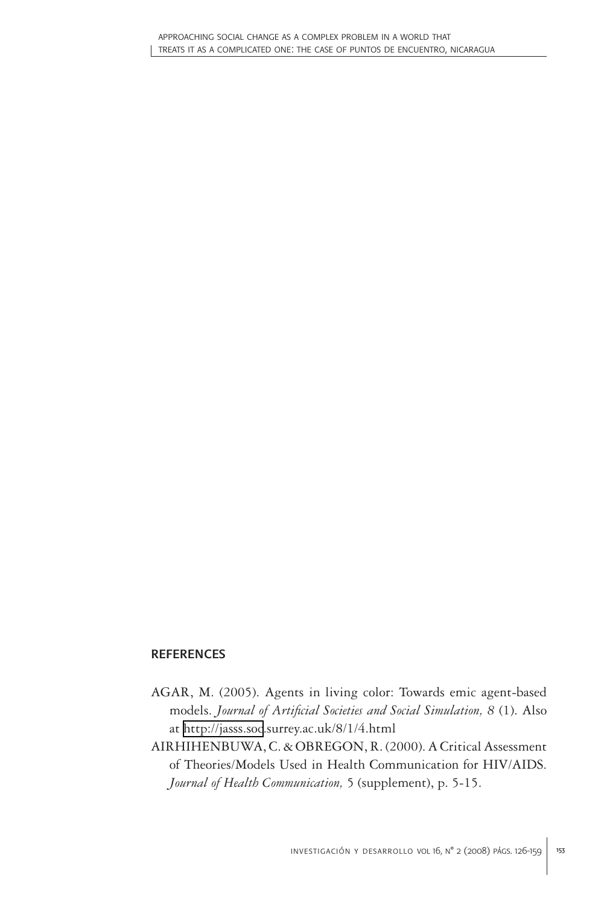## REFERENCES

AGAR, M. (2005). Agents in living color: Towards emic agent-based models. *Journal of Artificial Societies and Social Simulation, 8* (1). Also at http://jasss.soc.surrey.ac.uk/8/1/4.html

AIRHIHENBUWA, C. & OBREGON, R. (2000). A Critical Assessment of Theories/Models Used in Health Communication for HIV/AIDS. *Journal of Health Communication,* 5 (supplement), p. 5-15.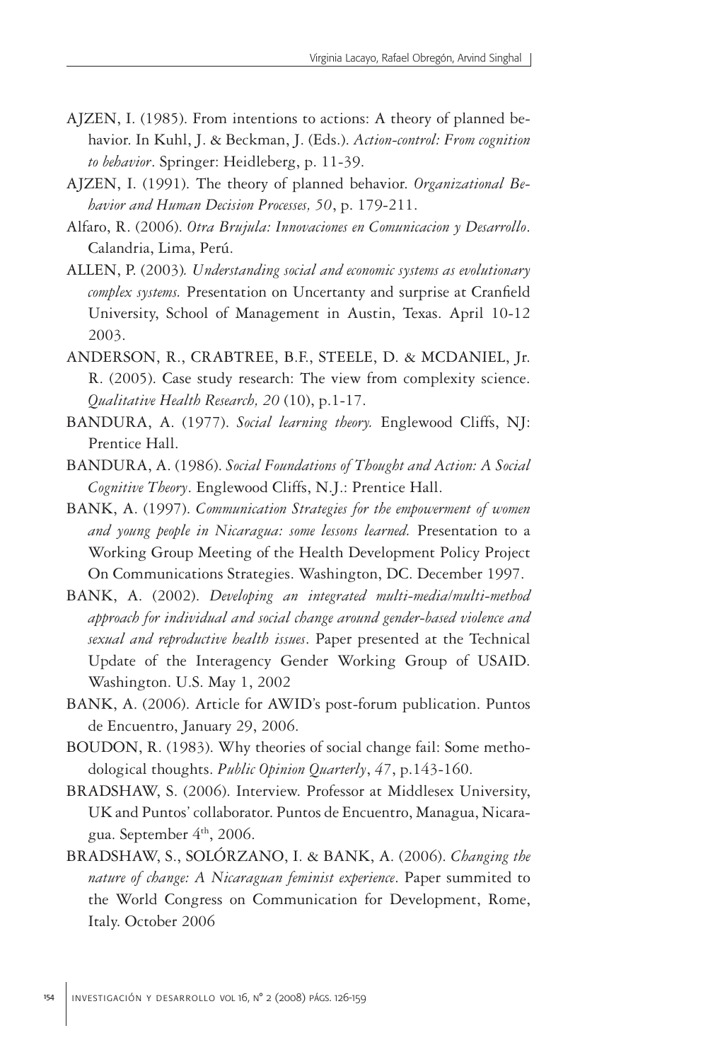AJZEN, I. (1985). From intentions to actions: A theory of planned behavior. In Kuhl, J. & Beckman, J. (Eds.). *Action-control: From cognition to behavior*. Springer: Heidleberg, p. 11-39.

AJZEN, I. (1991). The theory of planned behavior. *Organizational Behavior and Human Decision Processes, 50*, p. 179-211.

Alfaro, R. (2006). *Otra Brujula: Innovaciones en Comunicacion y Desarrollo*. Calandria, Lima, Perú.

ALLEN, P. (2003). *Understanding social and economic systems as evolutionary complex systems.* Presentation on Uncertanty and surprise at Cranfield University, School of Management in Austin, Texas. April 10-12 2003.

ANDERSON, R., CRABTREE, B.F., STEELE, D. & MCDANIEL, Jr. R. (2005). Case study research: The view from complexity science. *Qualitative Health Research, 20* (10), p.1-17.

BANDURA, A. (1977). *Social learning theory.* Englewood Cliffs, NJ: Prentice Hall.

BANDURA, A. (1986). *Social Foundations of Thought and Action: A Social Cognitive Theory*. Englewood Cliffs, N.J.: Prentice Hall.

BANK, A. (1997). *Communication Strategies for the empowerment of women and young people in Nicaragua: some lessons learned.* Presentation to a Working Group Meeting of the Health Development Policy Project On Communications Strategies. Washington, DC. December 1997.

BANK, A. (2002). *Developing an integrated multi-media/multi-method approach for individual and social change around gender-based violence and sexual and reproductive health issues*. Paper presented at the Technical Update of the Interagency Gender Working Group of USAID. Washington. U.S. May 1, 2002

BANK, A. (2006). Article for AWID's post-forum publication. Puntos de Encuentro, January 29, 2006.

BOUDON, R. (1983). Why theories of social change fail: Some methodological thoughts. *Public Opinion Quarterly*, *47*, p.143-160.

BRADSHAW, S. (2006). Interview. Professor at Middlesex University, UK and Puntos' collaborator. Puntos de Encuentro, Managua, Nicaragua. September 4th, 2006.

BRADSHAW, S., SOLÓRZANO, I. & BANK, A. (2006). *Changing the nature of change: A Nicaraguan feminist experience*. Paper summited to the World Congress on Communication for Development, Rome, Italy. October 2006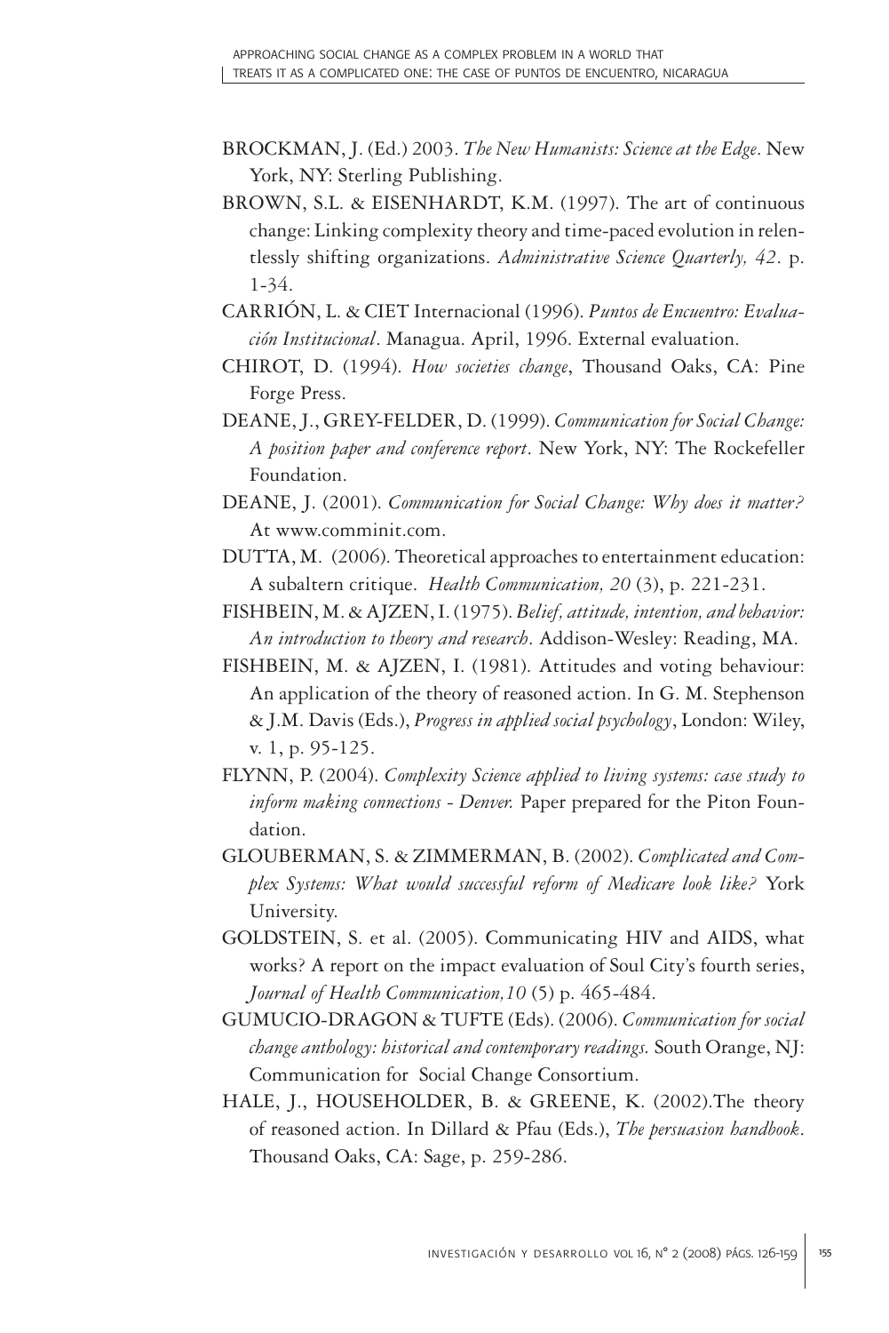BROCKMAN, J. (Ed.) 2003. *The New Humanists: Science at the Edge*. New York, NY: Sterling Publishing.

BROWN, S.L. & EISENHARDT, K.M. (1997). The art of continuous change: Linking complexity theory and time-paced evolution in relentlessly shifting organizations. *Administrative Science Quarterly, 42*. p. 1-34.

CARRIÓN, L. & CIET Internacional (1996). *Puntos de Encuentro: Evaluación Institucional*. Managua. April, 1996. External evaluation.

CHIROT, D. (1994). *How societies change*, Thousand Oaks, CA: Pine Forge Press.

DEANE, J., GREY-FELDER, D. (1999). *Communication for Social Change: A position paper and conference report*. New York, NY: The Rockefeller Foundation.

DEANE, J. (2001). *Communication for Social Change: Why does it matter?* At www.comminit.com.

DUTTA, M. (2006). Theoretical approaches to entertainment education: A subaltern critique. *Health Communication, 20* (3), p. 221-231.

FISHBEIN, M. & AJZEN, I. (1975). *Belief, attitude, intention, and behavior: An introduction to theory and research*. Addison-Wesley: Reading, MA.

FISHBEIN, M. & AJZEN, I. (1981). Attitudes and voting behaviour: An application of the theory of reasoned action. In G. M. Stephenson & J.M. Davis (Eds.), *Progress in applied social psychology*, London: Wiley, v. 1, p. 95-125.

FLYNN, P. (2004). *Complexity Science applied to living systems: case study to inform making connections - Denver.* Paper prepared for the Piton Foundation.

GLOUBERMAN, S. & ZIMMERMAN, B. (2002). *Complicated and Complex Systems: What would successful reform of Medicare look like?* York University.

GOLDSTEIN, S. et al. (2005). Communicating HIV and AIDS, what works? A report on the impact evaluation of Soul City's fourth series, *Journal of Health Communication,10* (5) p. 465-484.

GUMUCIO-DRAGON & TUFTE (Eds). (2006). *Communication for social change anthology: historical and contemporary readings.* South Orange, NJ: Communication for Social Change Consortium.

HALE, J., HOUSEHOLDER, B. & GREENE, K. (2002).The theory of reasoned action. In Dillard & Pfau (Eds.), *The persuasion handbook*. Thousand Oaks, CA: Sage, p. 259-286.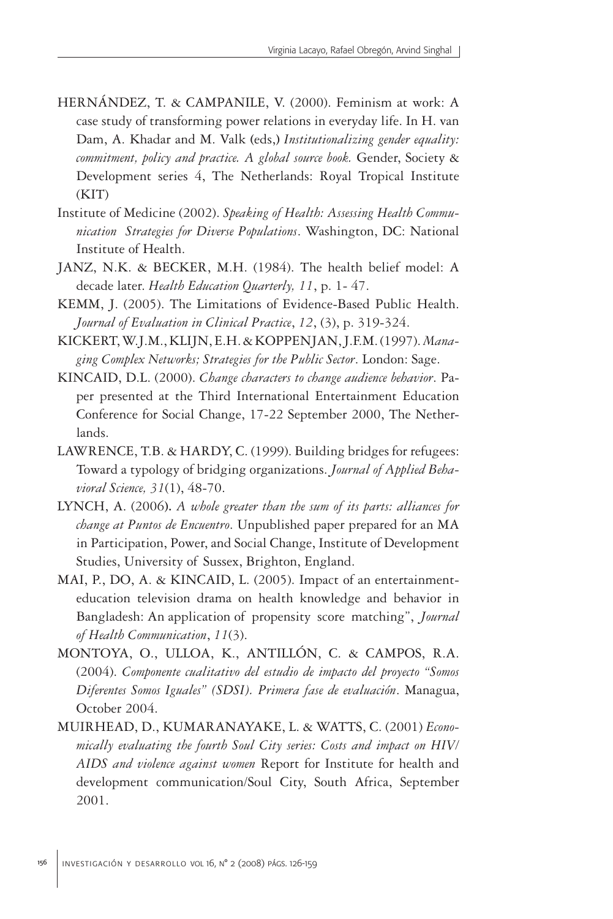HERNÁNDEZ, T. & CAMPANILE, V. (2000). Feminism at work: A case study of transforming power relations in everyday life. In H. van Dam, A. Khadar and M. Valk (eds,) *Institutionalizing gender equality: commitment, policy and practice. A global source book.* Gender, Society & Development series 4, The Netherlands: Royal Tropical Institute (KIT)

Institute of Medicine (2002). *Speaking of Health: Assessing Health Communication Strategies for Diverse Populations*. Washington, DC: National Institute of Health.

JANZ, N.K. & BECKER, M.H. (1984). The health belief model: A decade later. *Health Education Quarterly, 11*, p. 1- 47.

KEMM, J. (2005). The Limitations of Evidence-Based Public Health. *Journal of Evaluation in Clinical Practice*, *12*, (3), p. 319-324.

KICKERT, W.J.M., KLIJN, E.H. & KOPPENJAN, J.F.M. (1997). *Managing Complex Networks; Strategies for the Public Sector*. London: Sage.

KINCAID, D.L. (2000). *Change characters to change audience behavior*. Paper presented at the Third International Entertainment Education Conference for Social Change, 17-22 September 2000, The Netherlands.

LAWRENCE, T.B. & HARDY, C. (1999). Building bridges for refugees: Toward a typology of bridging organizations. *Journal of Applied Behavioral Science, 31*(1), 48-70.

LYNCH, A. (2006). *A whole greater than the sum of its parts: alliances for change at Puntos de Encuentro*. Unpublished paper prepared for an MA in Participation, Power, and Social Change, Institute of Development Studies, University of Sussex, Brighton, England.

MAI, P., DO, A. & KINCAID, L. (2005). Impact of an entertainment-education television drama on health knowledge and behavior in Bangladesh: An application of propensity score matching", *Journal of Health Communication*, *11*(3).

MONTOYA, O., ULLOA, K., ANTILLÓN, C. & CAMPOS, R.A. (2004). *Componente cualitativo del estudio de impacto del proyecto "Somos Diferentes Somos Iguales" (SDSI). Primera fase de evaluación*. Managua, October 2004.

MUIRHEAD, D., KUMARANAYAKE, L. & WATTS, C. (2001) *Economically evaluating the fourth Soul City series: Costs and impact on HIV/AIDS and violence against women* Report for Institute for health and development communication/Soul City, South Africa, September 2001.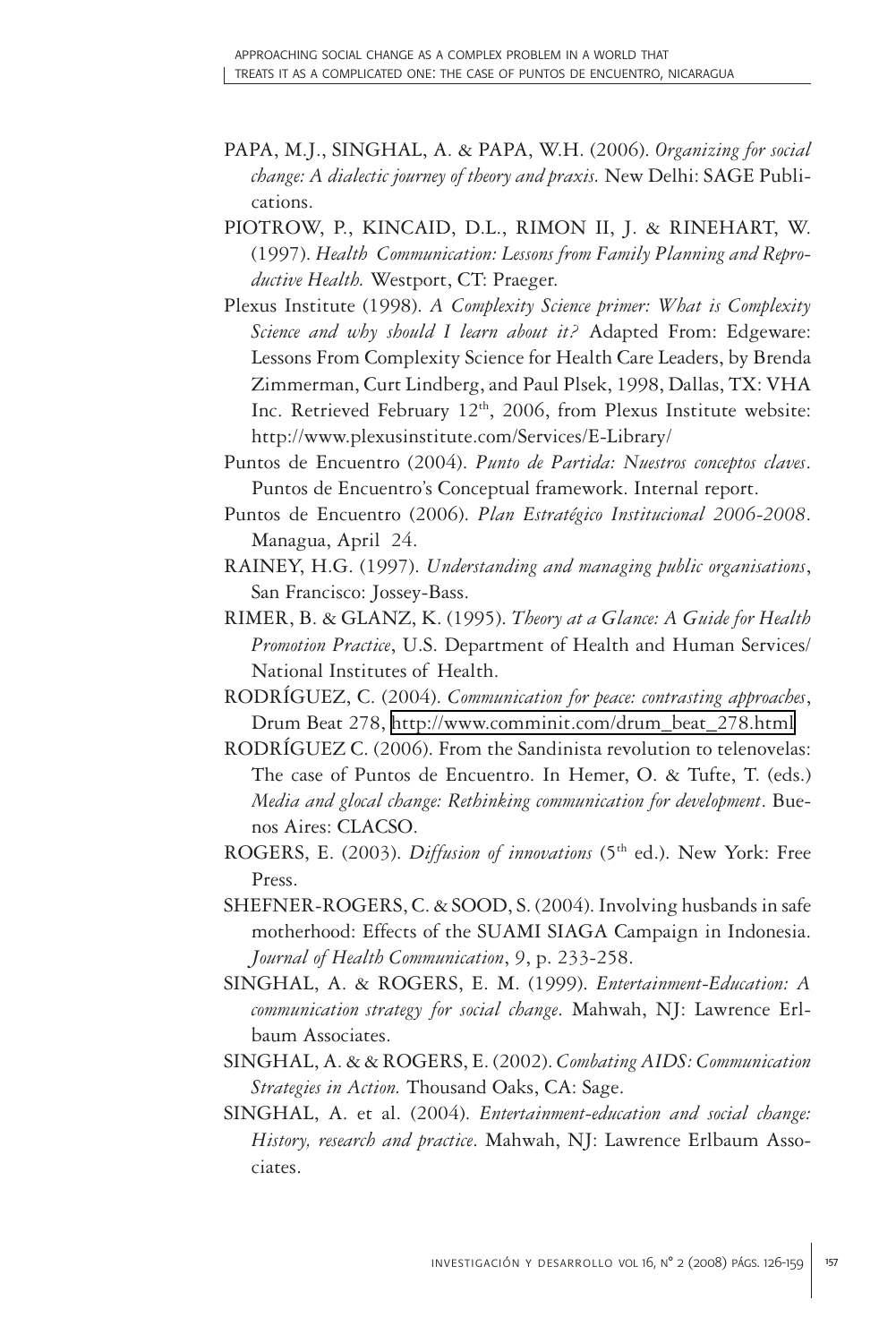PAPA, M.J., SINGHAL, A. & PAPA, W.H. (2006). *Organizing for social change: A dialectic journey of theory and praxis.* New Delhi: SAGE Publications.

PIOTROW, P., KINCAID, D.L., RIMON II, J. & RINEHART, W. (1997). *Health Communication: Lessons from Family Planning and Reproductive Health.* Westport, CT: Praeger.

Plexus Institute (1998). *A Complexity Science primer: What is Complexity Science and why should I learn about it?* Adapted From: Edgeware: Lessons From Complexity Science for Health Care Leaders, by Brenda Zimmerman, Curt Lindberg, and Paul Plsek, 1998, Dallas, TX: VHA Inc. Retrieved February 12th, 2006, from Plexus Institute website: http://www.plexusinstitute.com/Services/E-Library/

Puntos de Encuentro (2004). *Punto de Partida: Nuestros conceptos claves*. Puntos de Encuentro's Conceptual framework. Internal report.

Puntos de Encuentro (2006). *Plan Estratégico Institucional 2006-2008*. Managua, April 24.

RAINEY, H.G. (1997). *Understanding and managing public organisations*, San Francisco: Jossey-Bass.

RIMER, B. & GLANZ, K. (1995). *Theory at a Glance: A Guide for Health Promotion Practice*, U.S. Department of Health and Human Services/ National Institutes of Health.

RODRÍGUEZ, C. (2004). *Communication for peace: contrasting approaches*, Drum Beat 278, http://www.comminit.com/drum_beat_278.html

RODRÍGUEZ C. (2006). From the Sandinista revolution to telenovelas: The case of Puntos de Encuentro. In Hemer, O. & Tufte, T. (eds.) *Media and glocal change: Rethinking communication for development*. Buenos Aires: CLACSO.

ROGERS, E. (2003). *Diffusion of innovations* (5th ed.). New York: Free Press.

SHEFNER-ROGERS, C. & SOOD, S. (2004). Involving husbands in safe motherhood: Effects of the SUAMI SIAGA Campaign in Indonesia. *Journal of Health Communication*, *9*, p. 233-258.

SINGHAL, A. & ROGERS, E. M. (1999). *Entertainment-Education: A communication strategy for social change*. Mahwah, NJ: Lawrence Erlbaum Associates.

SINGHAL, A. & & ROGERS, E. (2002). *Combating AIDS: Communication Strategies in Action.* Thousand Oaks, CA: Sage.

SINGHAL, A. et al. (2004). *Entertainment-education and social change: History, research and practice*. Mahwah, NJ: Lawrence Erlbaum Associates.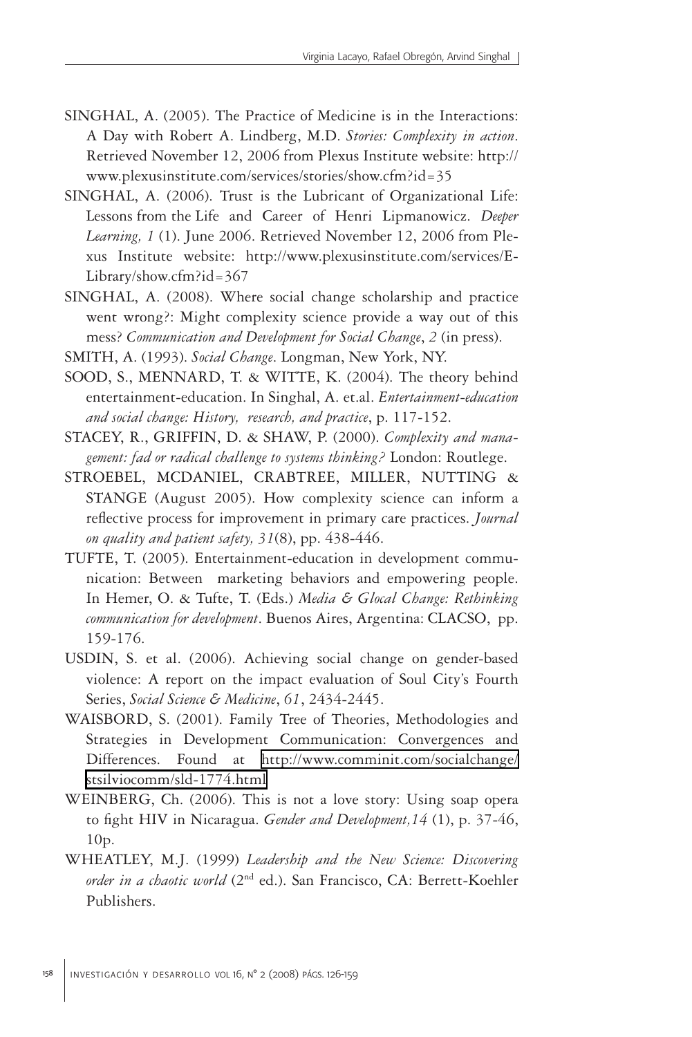SINGHAL, A. (2005). The Practice of Medicine is in the Interactions: A Day with Robert A. Lindberg, M.D. *Stories: Complexity in action*. Retrieved November 12, 2006 from Plexus Institute website: http://www.plexusinstitute.com/services/stories/show.cfm?id=35

SINGHAL, A. (2006). Trust is the Lubricant of Organizational Life: Lessons from the Life and Career of Henri Lipmanowicz. *Deeper Learning, 1* (1). June 2006. Retrieved November 12, 2006 from Plexus Institute website: http://www.plexusinstitute.com/services/E-Library/show.cfm?id=367

SINGHAL, A. (2008). Where social change scholarship and practice went wrong?: Might complexity science provide a way out of this mess? *Communication and Development for Social Change*, *2* (in press).

SMITH, A. (1993). *Social Change*. Longman, New York, NY.

SOOD, S., MENNARD, T. & WITTE, K. (2004). The theory behind entertainment-education. In Singhal, A. et.al. *Entertainment-education and social change: History, research, and practice*, p. 117-152.

STACEY, R., GRIFFIN, D. & SHAW, P. (2000). *Complexity and management: fad or radical challenge to systems thinking?* London: Routlege.

STROEBEL, MCDANIEL, CRABTREE, MILLER, NUTTING & STANGE (August 2005). How complexity science can inform a reflective process for improvement in primary care practices. *Journal on quality and patient safety, 31*(8), pp. 438-446.

TUFTE, T. (2005). Entertainment-education in development communication: Between marketing behaviors and empowering people. In Hemer, O. & Tufte, T. (Eds.) *Media & Glocal Change: Rethinking communication for development*. Buenos Aires, Argentina: CLACSO, pp. 159-176.

USDIN, S. et al. (2006). Achieving social change on gender-based violence: A report on the impact evaluation of Soul City's Fourth Series, *Social Science & Medicine*, *61*, 2434-2445.

WAISBORD, S. (2001). Family Tree of Theories, Methodologies and Strategies in Development Communication: Convergences and Differences. Found at http://www.comminit.com/socialchange/stsilviocomm/sld-1774.html

WEINBERG, Ch. (2006). This is not a love story: Using soap opera to fight HIV in Nicaragua. *Gender and Development,14* (1), p. 37-46, 10p.

WHEATLEY, M.J. (1999) *Leadership and the New Science: Discovering order in a chaotic world* (2nd ed.). San Francisco, CA: Berrett-Koehler Publishers.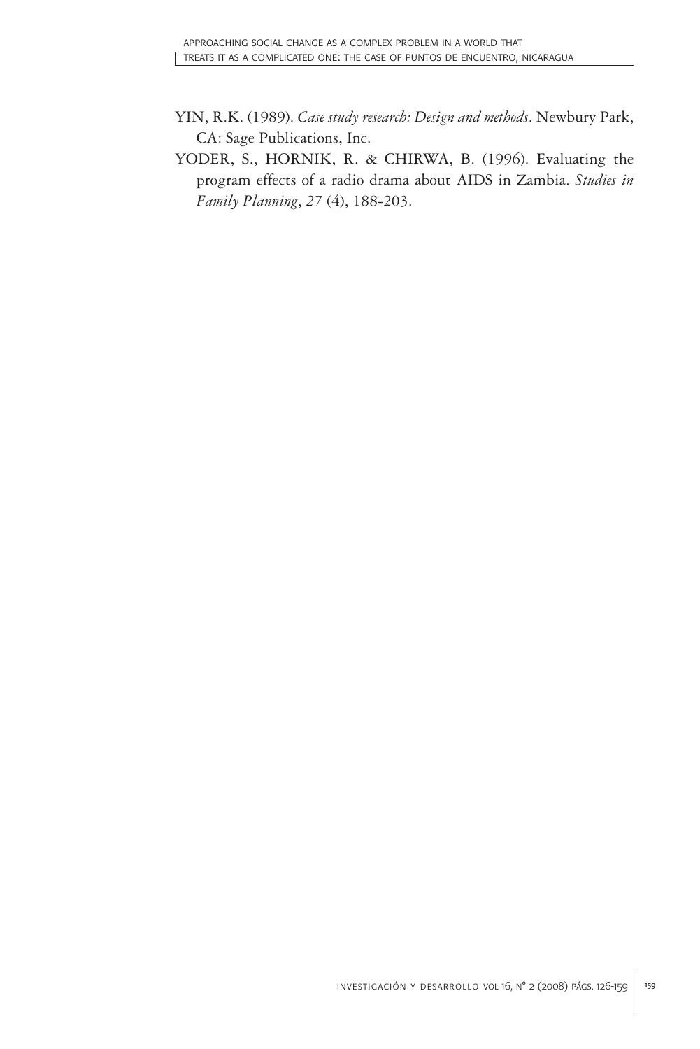YIN, R.K. (1989). *Case study research: Design and methods*. Newbury Park, CA: Sage Publications, Inc.

YODER, S., HORNIK, R. & CHIRWA, B. (1996). Evaluating the program effects of a radio drama about AIDS in Zambia. *Studies in Family Planning*, *27* (4), 188-203.